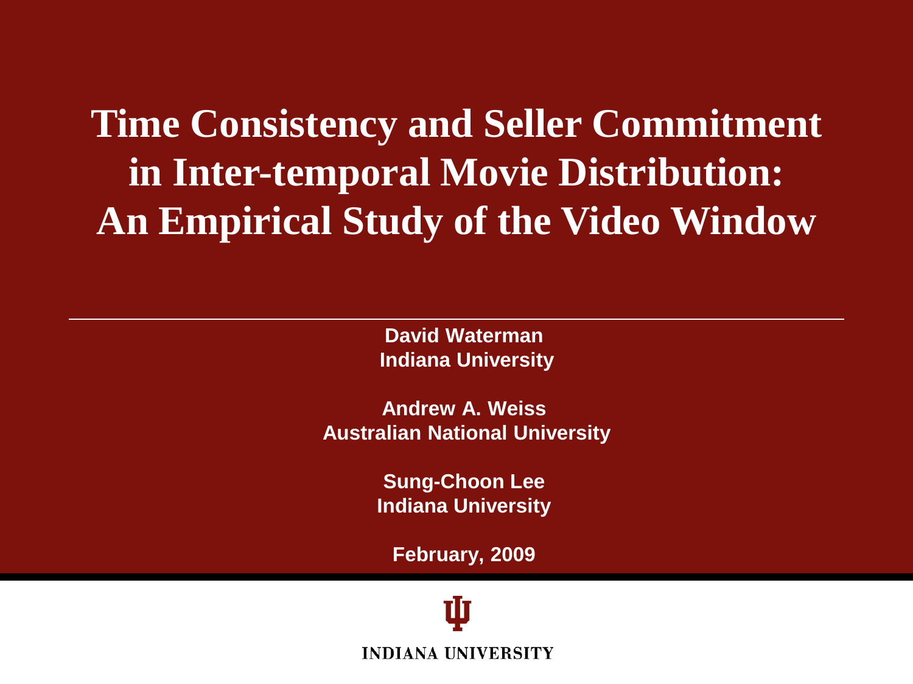# Time Consistency and Seller Commitment in Inter-temporal Movie Distribution: An Empirical Study of the Video Window

**David Waterman**
**Indiana University**

**Andrew A. Weiss**
**Australian National University**

**Sung-Choon Lee**
**Indiana University**

**February, 2009**

INDIANA UNIVERSITY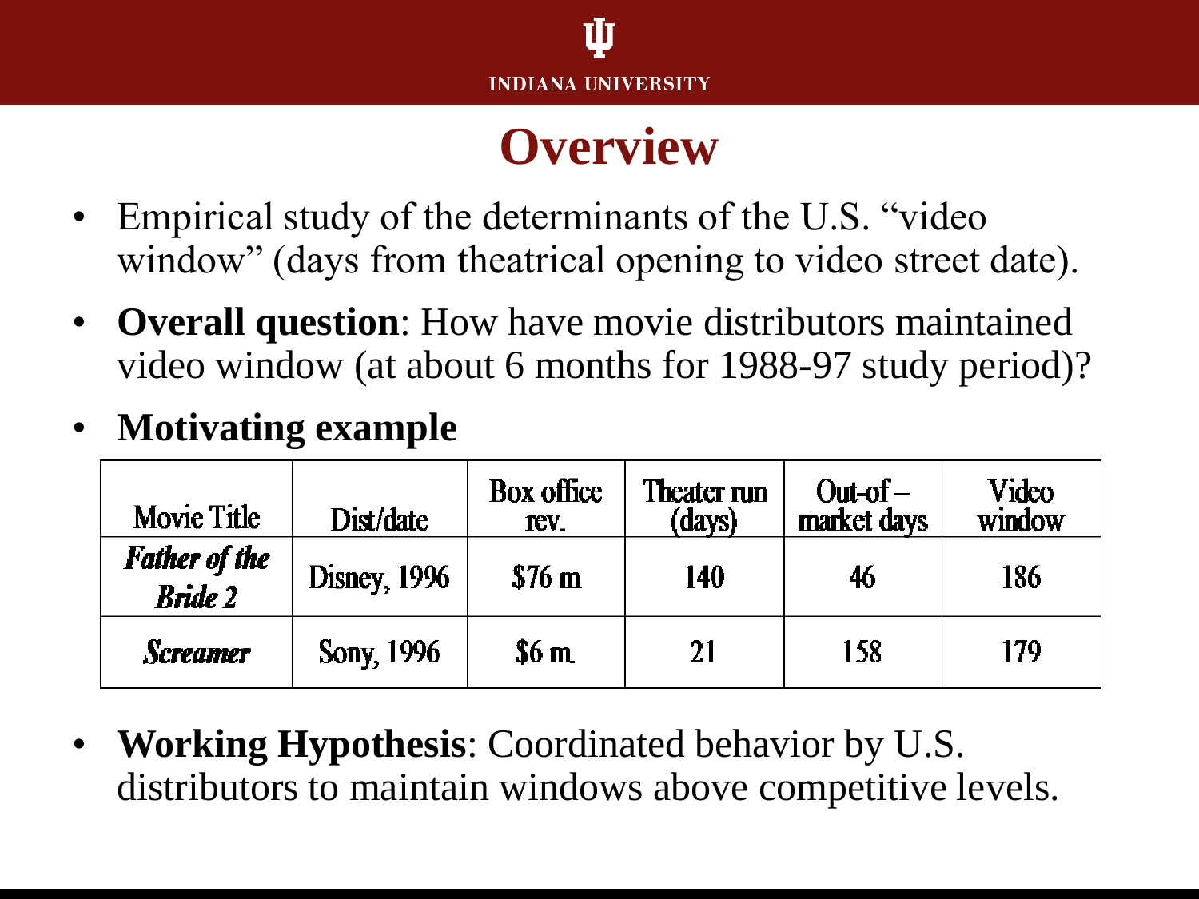# Overview

- Empirical study of the determinants of the U.S. "video window" (days from theatrical opening to video street date).
- **Overall question**: How have movie distributors maintained video window (at about 6 months for 1988-97 study period)?
- **Motivating example**

| Movie Title | Dist/date | Box office rev. | Theater run (days) | Out-of – market days | Video window |
|---|---|---|---|---|---|
| ***Father of the Bride 2*** | Disney, 1996 | $76 m | 140 | 46 | 186 |
| ***Screamer*** | Sony, 1996 | $6 m. | 21 | 158 | 179 |

- **Working Hypothesis**: Coordinated behavior by U.S. distributors to maintain windows above competitive levels.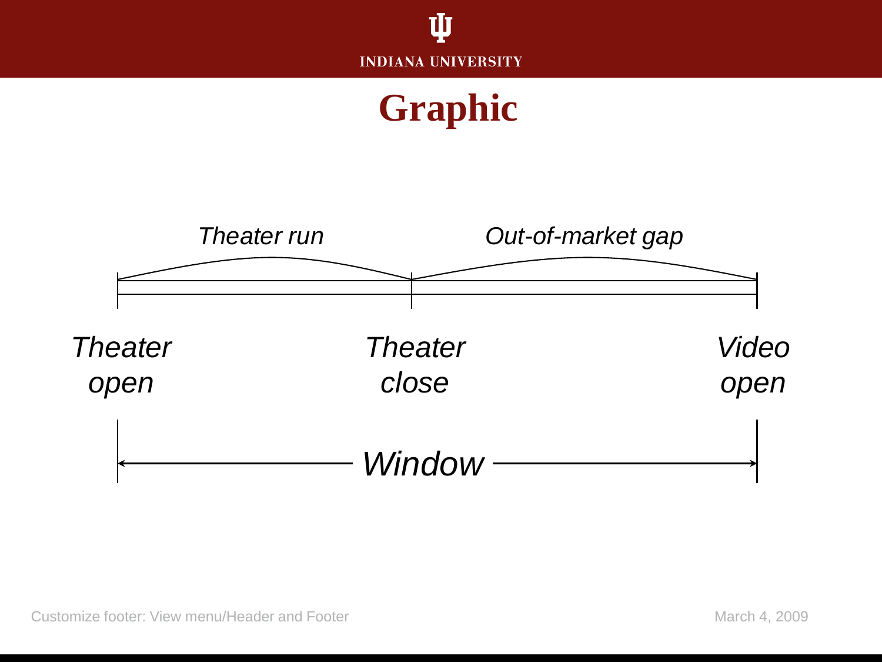# Graphic

*Theater run*

*Out-of-market gap*

*Theater open*

*Theater close*

*Video open*

*Window*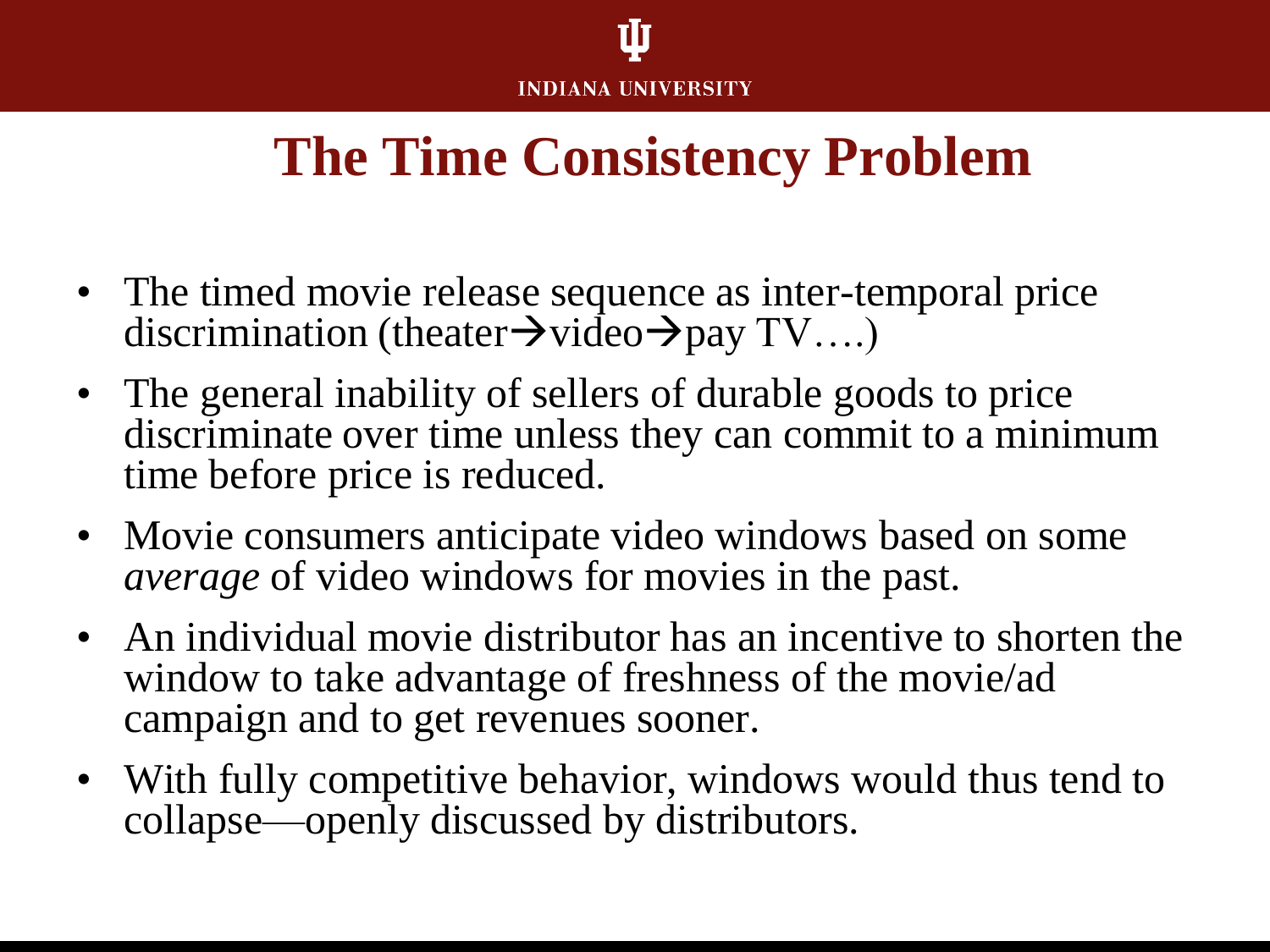# The Time Consistency Problem

- The timed movie release sequence as inter-temporal price discrimination (theater→video→pay TV….)
- The general inability of sellers of durable goods to price discriminate over time unless they can commit to a minimum time before price is reduced.
- Movie consumers anticipate video windows based on some *average* of video windows for movies in the past.
- An individual movie distributor has an incentive to shorten the window to take advantage of freshness of the movie/ad campaign and to get revenues sooner.
- With fully competitive behavior, windows would thus tend to collapse—openly discussed by distributors.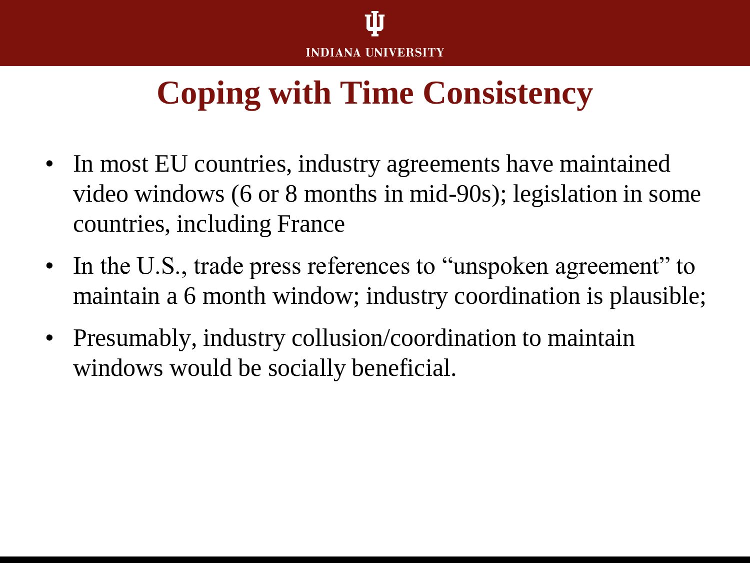# Coping with Time Consistency

- In most EU countries, industry agreements have maintained video windows (6 or 8 months in mid-90s); legislation in some countries, including France
- In the U.S., trade press references to "unspoken agreement" to maintain a 6 month window; industry coordination is plausible;
- Presumably, industry collusion/coordination to maintain windows would be socially beneficial.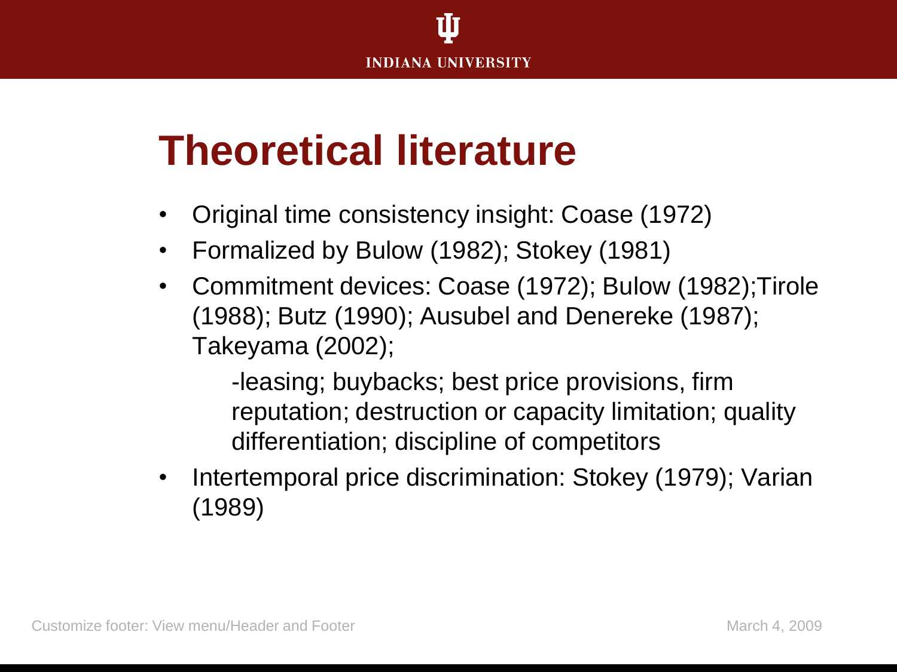# Theoretical literature

- Original time consistency insight: Coase (1972)
- Formalized by Bulow (1982); Stokey (1981)
- Commitment devices: Coase (1972); Bulow (1982);Tirole (1988); Butz (1990); Ausubel and Denereke (1987); Takeyama (2002);

  -leasing; buybacks; best price provisions, firm reputation; destruction or capacity limitation; quality differentiation; discipline of competitors
- Intertemporal price discrimination: Stokey (1979); Varian (1989)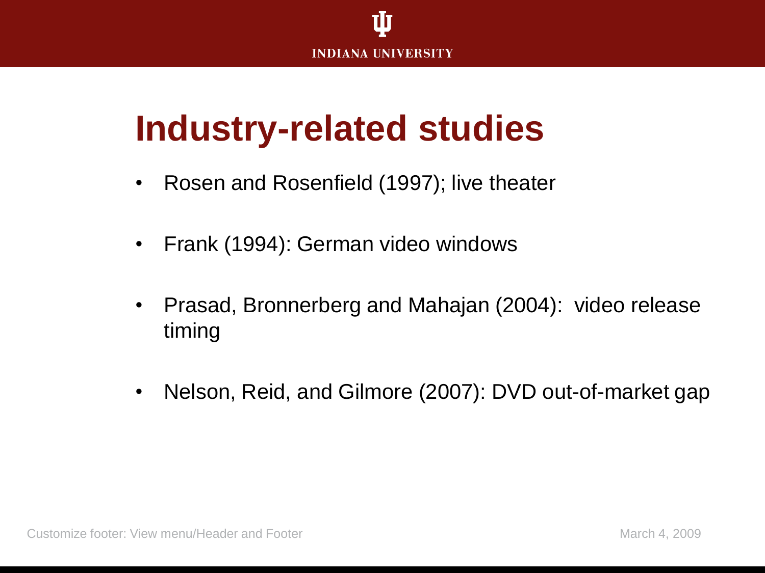# Industry-related studies

- Rosen and Rosenfield (1997); live theater
- Frank (1994): German video windows
- Prasad, Bronnerberg and Mahajan (2004): video release timing
- Nelson, Reid, and Gilmore (2007): DVD out-of-market gap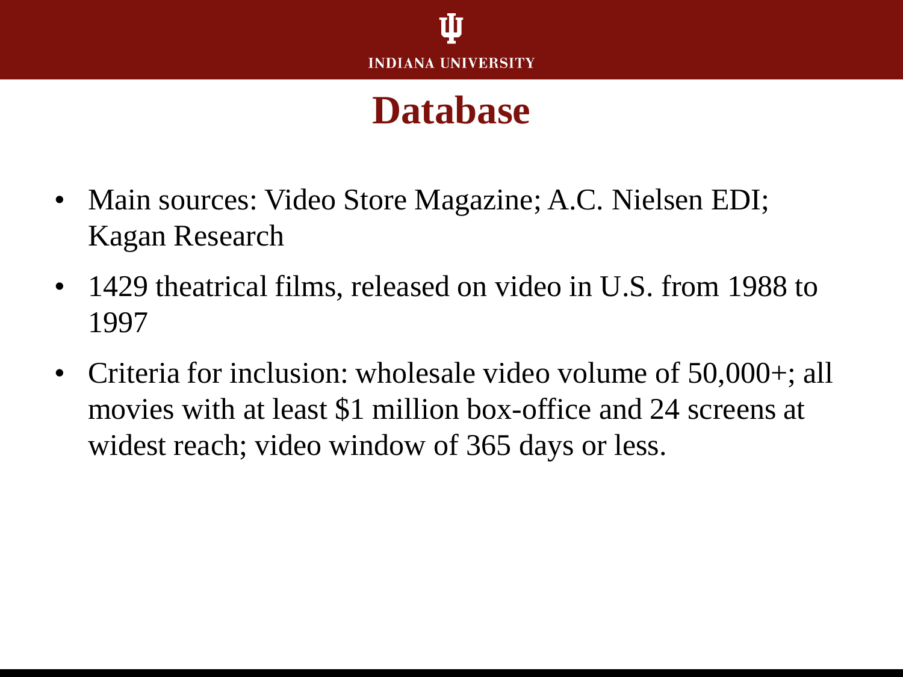# Database

- Main sources: Video Store Magazine; A.C. Nielsen EDI; Kagan Research
- 1429 theatrical films, released on video in U.S. from 1988 to 1997
- Criteria for inclusion: wholesale video volume of 50,000+; all movies with at least $1 million box-office and 24 screens at widest reach; video window of 365 days or less.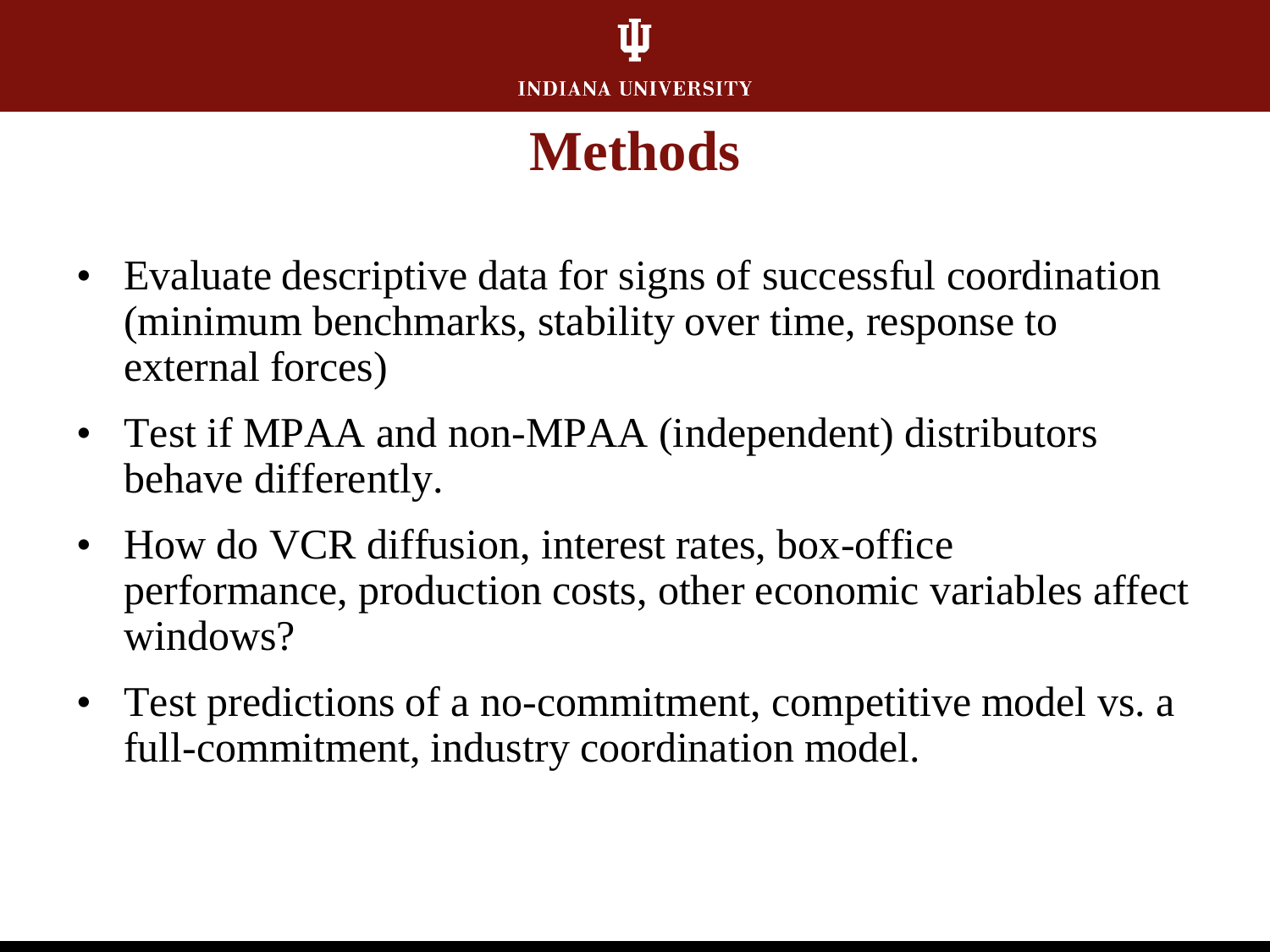# Methods

- Evaluate descriptive data for signs of successful coordination (minimum benchmarks, stability over time, response to external forces)
- Test if MPAA and non-MPAA (independent) distributors behave differently.
- How do VCR diffusion, interest rates, box-office performance, production costs, other economic variables affect windows?
- Test predictions of a no-commitment, competitive model vs. a full-commitment, industry coordination model.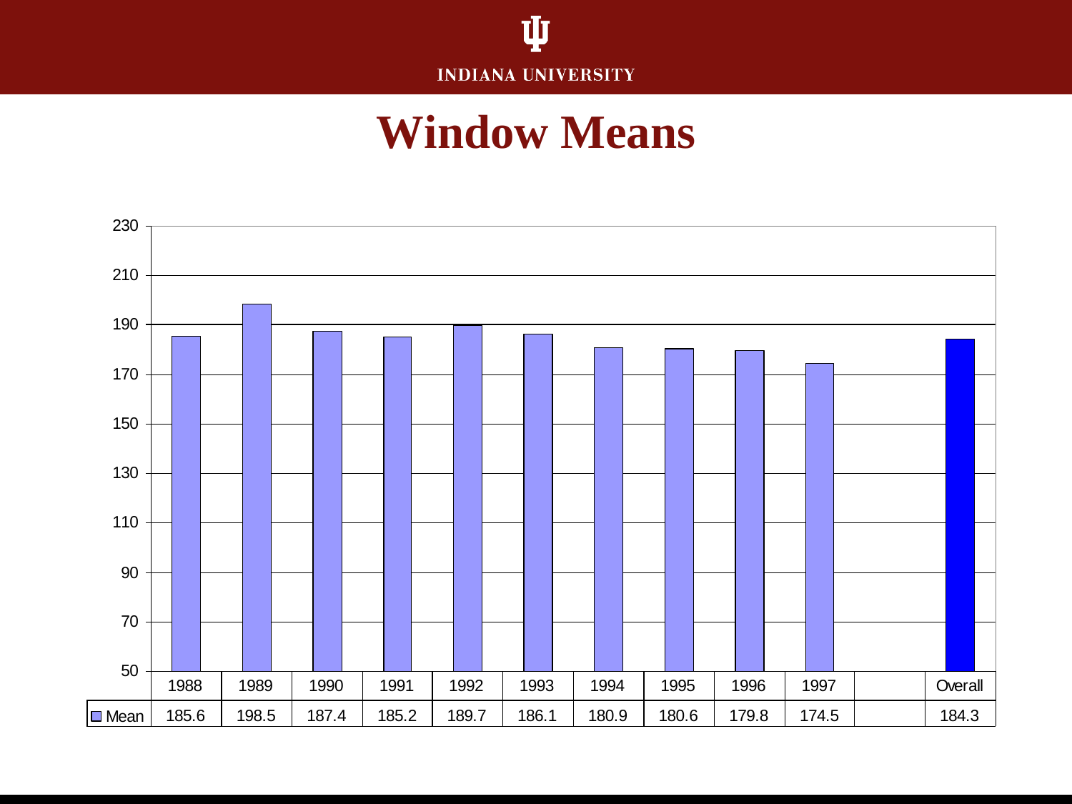# Window Means

| | 1988 | 1989 | 1990 | 1991 | 1992 | 1993 | 1994 | 1995 | 1996 | 1997 | | Overall |
|---|---|---|---|---|---|---|---|---|---|---|---|---|
| Mean | 185.6 | 198.5 | 187.4 | 185.2 | 189.7 | 186.1 | 180.9 | 180.6 | 179.8 | 174.5 | | 184.3 |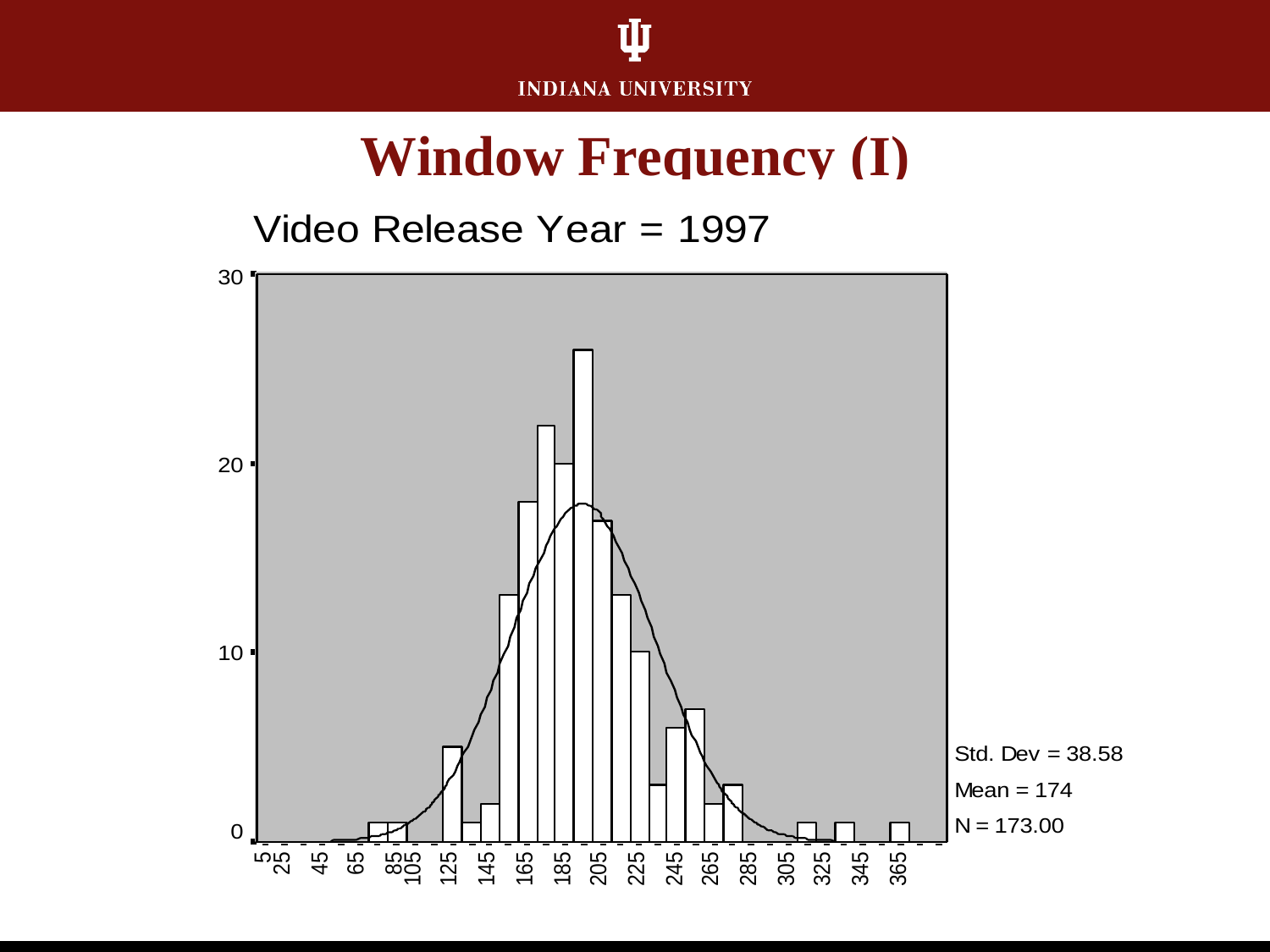# Window Frequency (I)

Video Release Year = 1997

Std. Dev = 38.58

Mean = 174

N = 173.00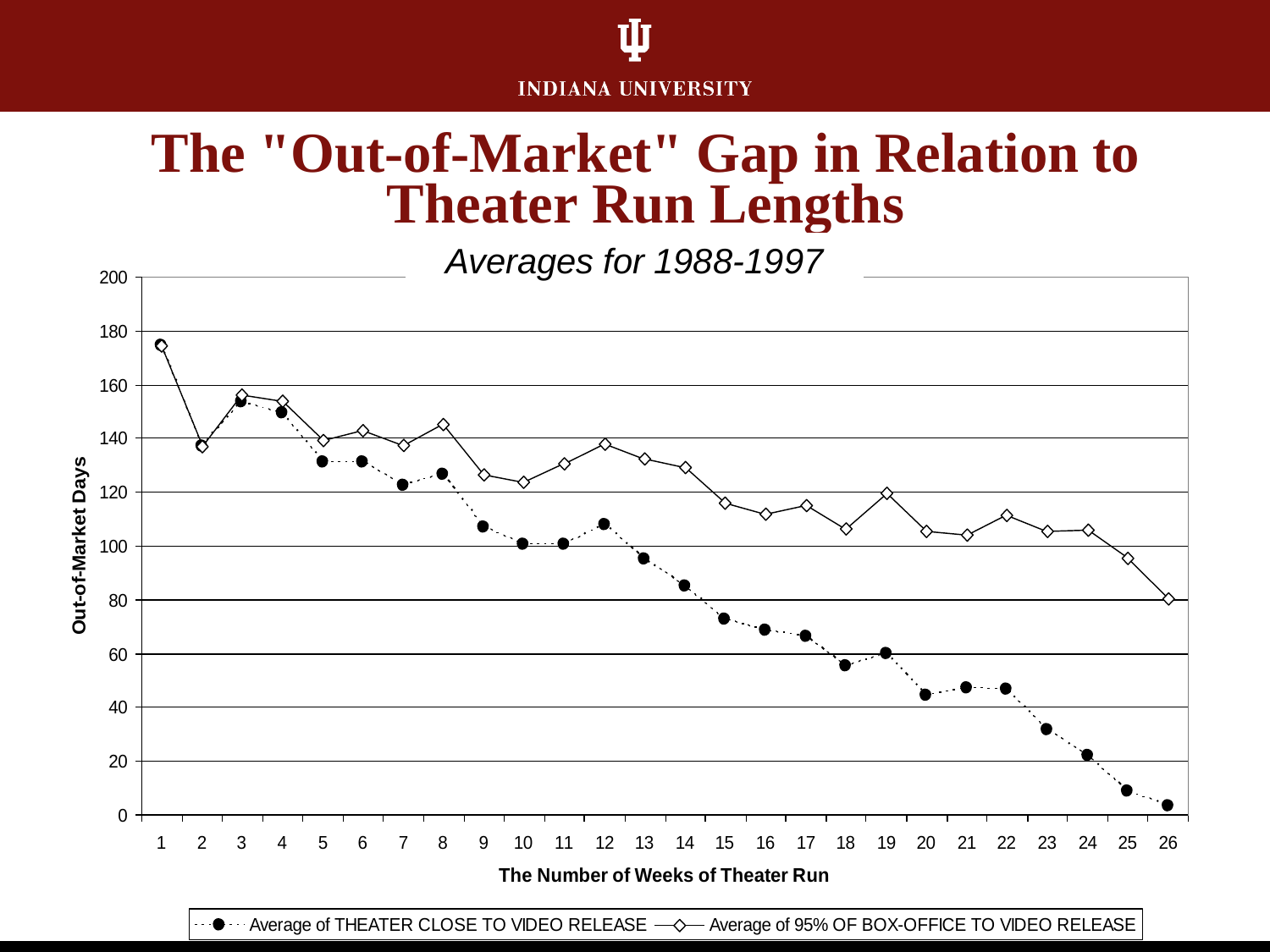# The "Out-of-Market" Gap in Relation to Theater Run Lengths

*Averages for 1988-1997*

| The Number of Weeks of Theater Run | Average of THEATER CLOSE TO VIDEO RELEASE | Average of 95% OF BOX-OFFICE TO VIDEO RELEASE |
|---|---|---|
| 1 | 175 | 174 |
| 2 | 137 | 137 |
| 3 | 154 | 156 |
| 4 | 150 | 154 |
| 5 | 131 | 139 |
| 6 | 131 | 143 |
| 7 | 123 | 137 |
| 8 | 127 | 145 |
| 9 | 107 | 126 |
| 10 | 101 | 124 |
| 11 | 101 | 130 |
| 12 | 108 | 138 |
| 13 | 95 | 132 |
| 14 | 85 | 129 |
| 15 | 73 | 116 |
| 16 | 69 | 112 |
| 17 | 67 | 115 |
| 18 | 56 | 106 |
| 19 | 60 | 120 |
| 20 | 45 | 105 |
| 21 | 47 | 104 |
| 22 | 47 | 111 |
| 23 | 32 | 105 |
| 24 | 22 | 106 |
| 25 | 9 | 95 |
| 26 | 4 | 80 |

Y-axis: Out-of-Market Days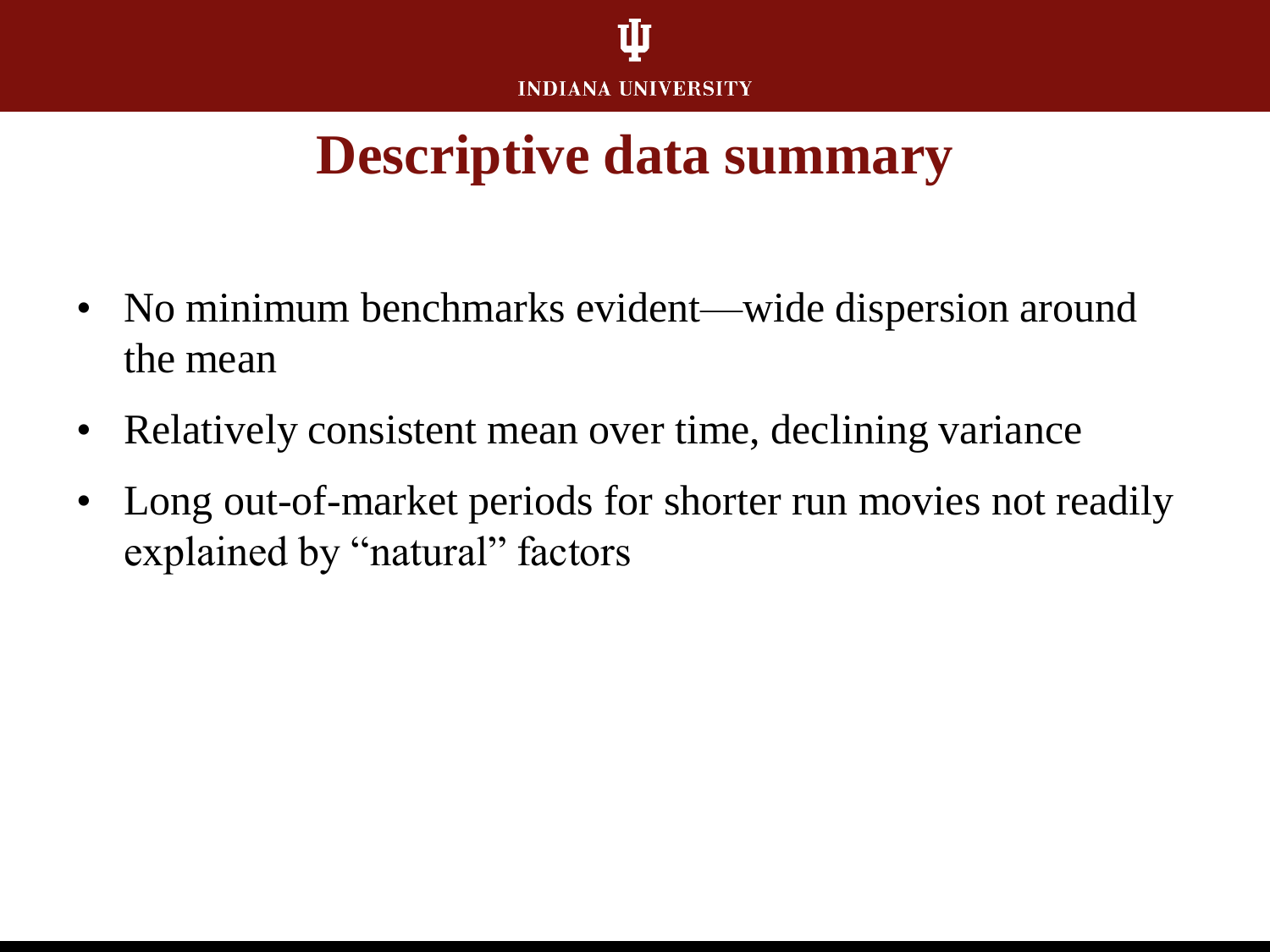# Descriptive data summary

- No minimum benchmarks evident—wide dispersion around the mean
- Relatively consistent mean over time, declining variance
- Long out-of-market periods for shorter run movies not readily explained by "natural" factors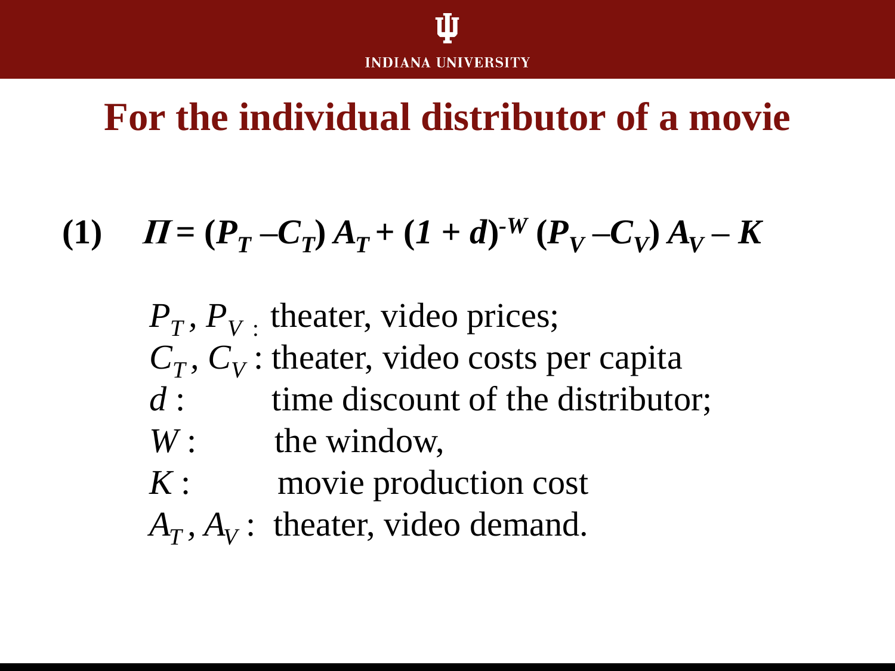# For the individual distributor of a movie

$$(1) \quad \Pi = (P_T - C_T)\, A_T + (1 + d)^{-W} (P_V - C_V)\, A_V - K$$

$P_T, P_V$ : theater, video prices;
$C_T, C_V$ : theater, video costs per capita
$d$ : time discount of the distributor;
$W$ : the window,
$K$ : movie production cost
$A_T, A_V$ : theater, video demand.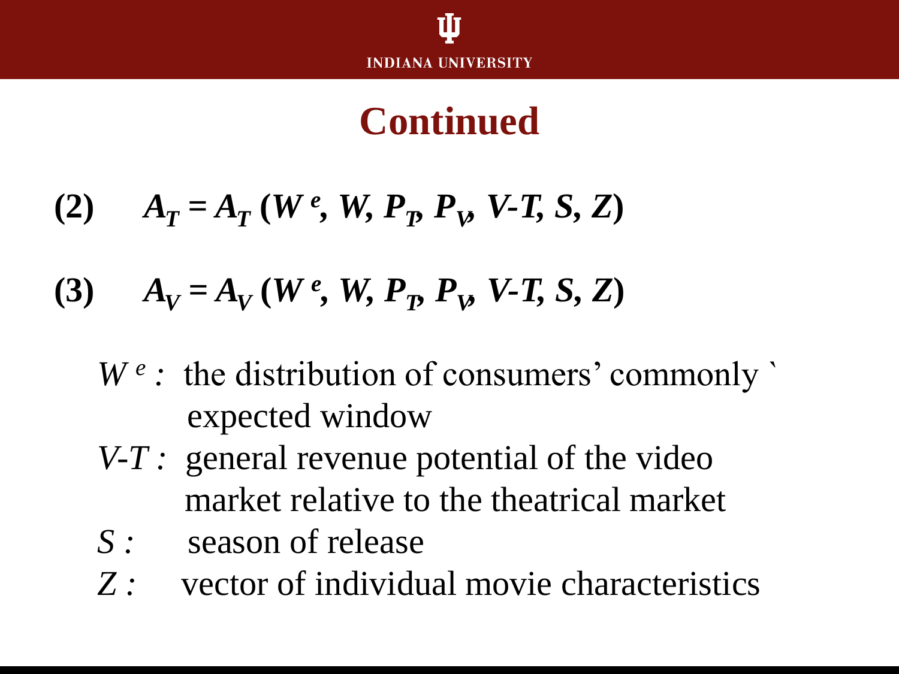# Continued

$$(2) \quad A_T = A_T\,(W^e, W, P_T, P_V, V\text{-}T, S, Z)$$

$$(3) \quad A_V = A_V\,(W^e, W, P_T, P_V, V\text{-}T, S, Z)$$

- $W^e$ : the distribution of consumers' commonly ` expected window
- $V\text{-}T$ : general revenue potential of the video market relative to the theatrical market
- $S$ : season of release
- $Z$ : vector of individual movie characteristics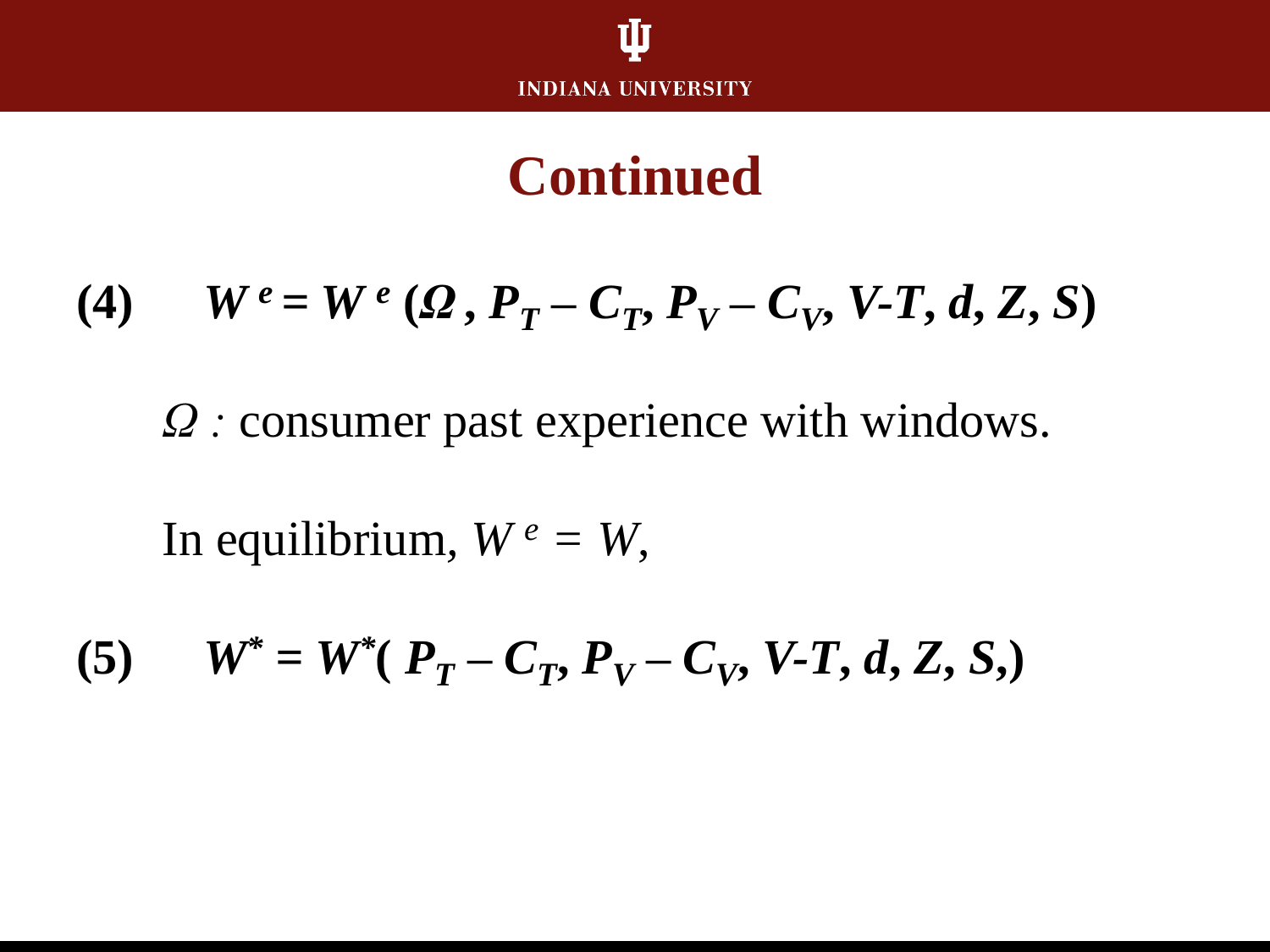# Continued

(4) $$W^e = W^e(\Omega, P_T - C_T, P_V - C_V, V\text{-}T, d, Z, S)$$

$\Omega$ : consumer past experience with windows.

In equilibrium, $W^e = W$,

(5) $$W^* = W^*(P_T - C_T, P_V - C_V, V\text{-}T, d, Z, S,)$$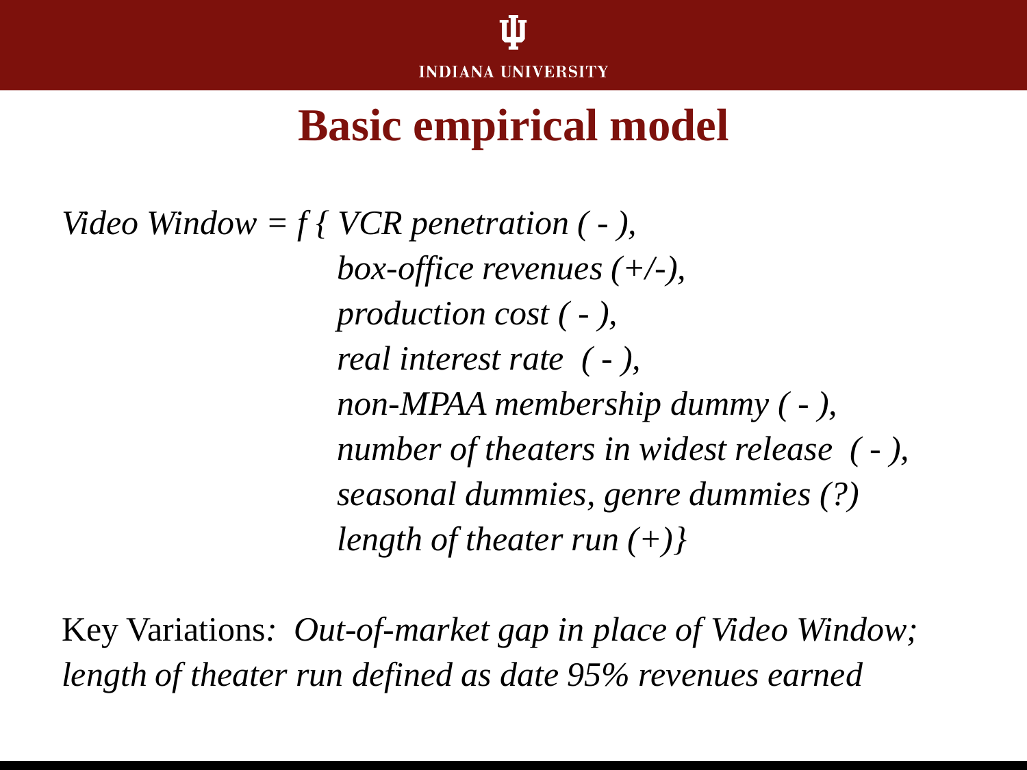# Basic empirical model

*Video Window = f { VCR penetration ( - ),*
*box-office revenues (+/-),*
*production cost ( - ),*
*real interest rate ( - ),*
*non-MPAA membership dummy ( - ),*
*number of theaters in widest release ( - ),*
*seasonal dummies, genre dummies (?)*
*length of theater run (+)}*

Key Variations: *Out-of-market gap in place of Video Window; length of theater run defined as date 95% revenues earned*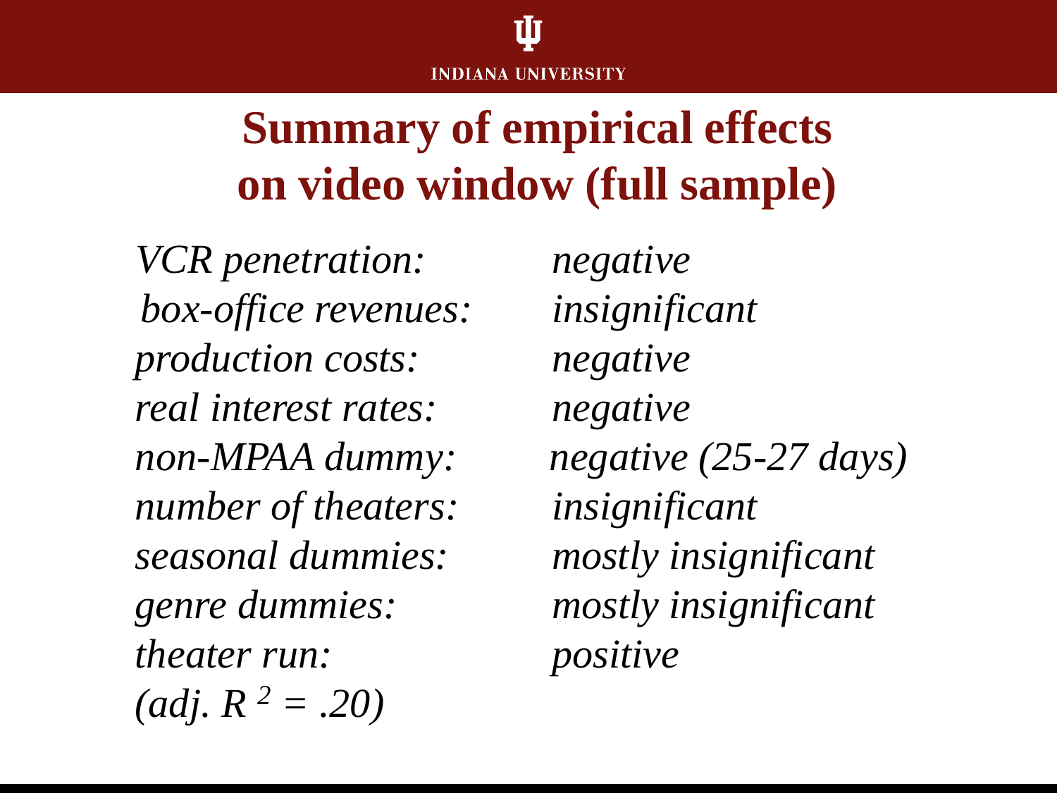# Summary of empirical effects on video window (full sample)

| | |
|---|---|
| *VCR penetration:* | *negative* |
| *box-office revenues:* | *insignificant* |
| *production costs:* | *negative* |
| *real interest rates:* | *negative* |
| *non-MPAA dummy:* | *negative (25-27 days)* |
| *number of theaters:* | *insignificant* |
| *seasonal dummies:* | *mostly insignificant* |
| *genre dummies:* | *mostly insignificant* |
| *theater run:* | *positive* |

*(adj.* $R^2 = .20$*)*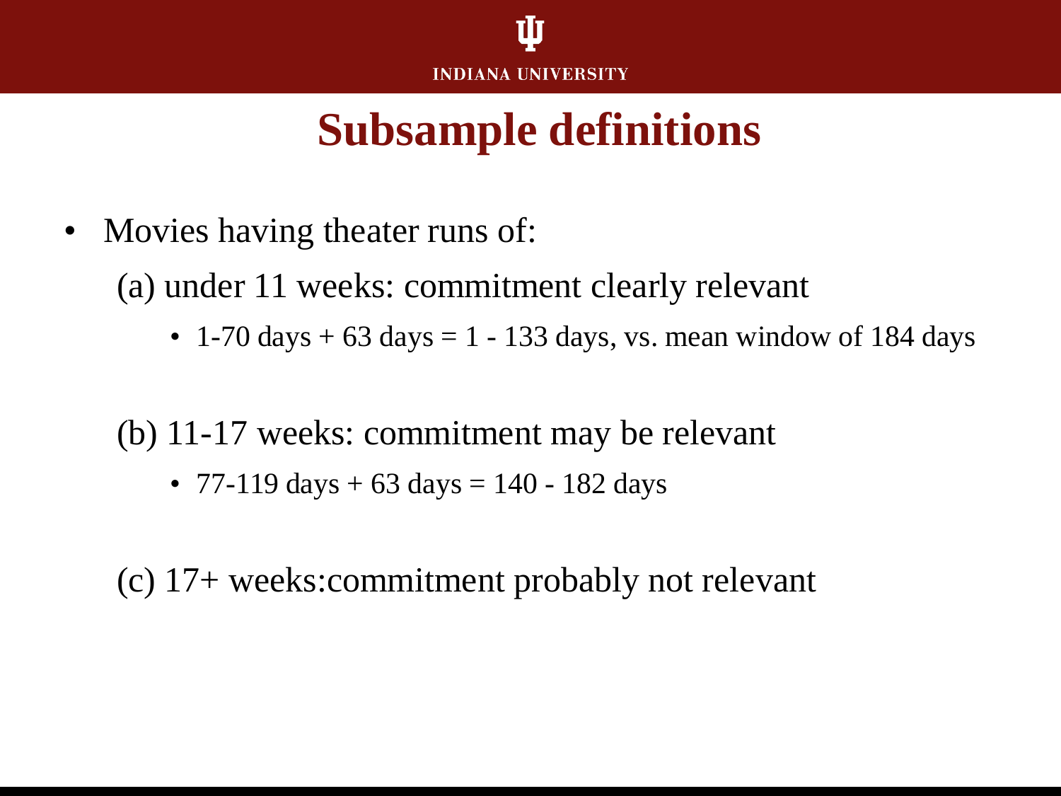# Subsample definitions

- Movies having theater runs of:

  (a) under 11 weeks: commitment clearly relevant

  - 1-70 days + 63 days = 1 - 133 days, vs. mean window of 184 days

  (b) 11-17 weeks: commitment may be relevant

  - 77-119 days + 63 days = 140 - 182 days

  (c) 17+ weeks:commitment probably not relevant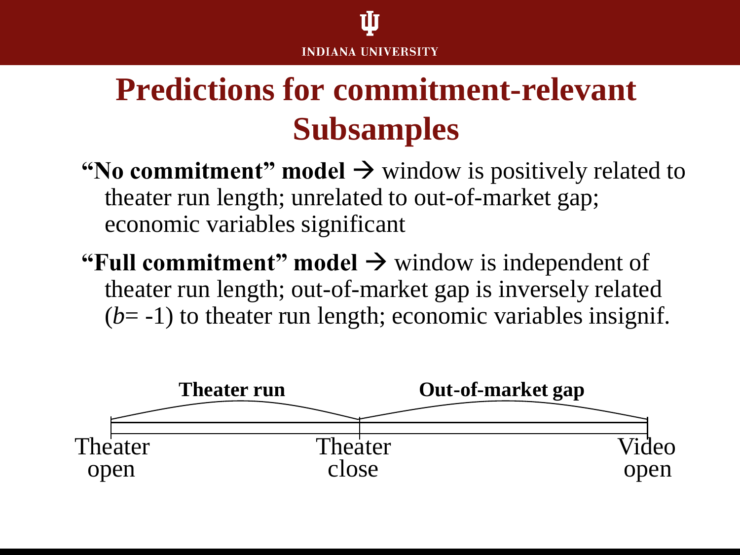# Predictions for commitment-relevant Subsamples

- **"No commitment" model →** window is positively related to theater run length; unrelated to out-of-market gap; economic variables significant
- **"Full commitment" model →** window is independent of theater run length; out-of-market gap is inversely related ($b$= -1) to theater run length; economic variables insignif.

**Theater run** | **Out-of-market gap**

Theater open — Theater close — Video open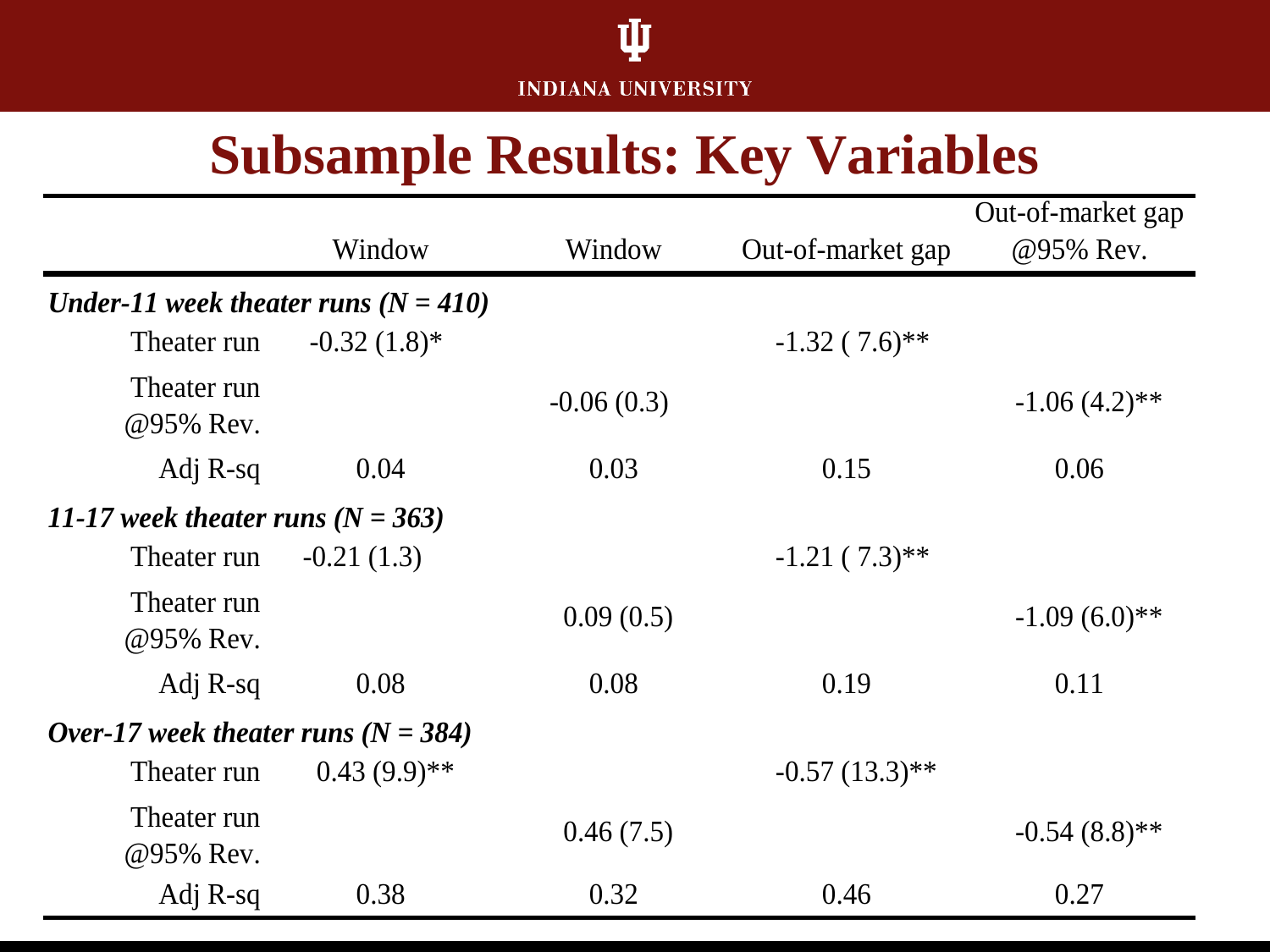## Subsample Results: Key Variables

| | Window | Window | Out-of-market gap | Out-of-market gap @95% Rev. |
|---|---|---|---|---|
| ***Under-11 week theater runs (N = 410)*** | | | | |
| Theater run | -0.32 (1.8)* | | -1.32 ( 7.6)** | |
| Theater run @95% Rev. | | -0.06 (0.3) | | -1.06 (4.2)** |
| Adj R-sq | 0.04 | 0.03 | 0.15 | 0.06 |
| ***11-17 week theater runs (N = 363)*** | | | | |
| Theater run | -0.21 (1.3) | | -1.21 ( 7.3)** | |
| Theater run @95% Rev. | | 0.09 (0.5) | | -1.09 (6.0)** |
| Adj R-sq | 0.08 | 0.08 | 0.19 | 0.11 |
| ***Over-17 week theater runs (N = 384)*** | | | | |
| Theater run | 0.43 (9.9)** | | -0.57 (13.3)** | |
| Theater run @95% Rev. | | 0.46 (7.5) | | -0.54 (8.8)** |
| Adj R-sq | 0.38 | 0.32 | 0.46 | 0.27 |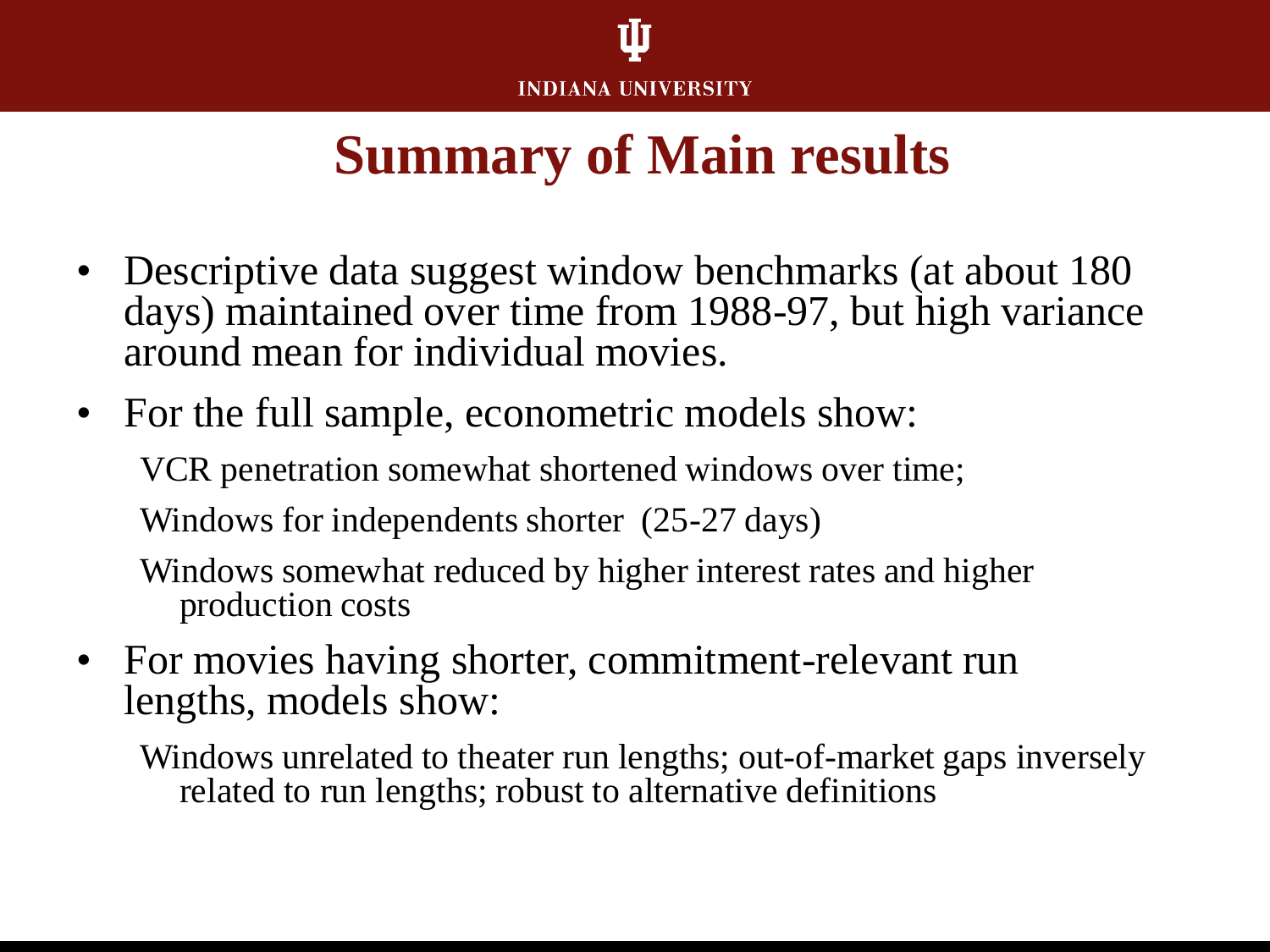# Summary of Main results

- Descriptive data suggest window benchmarks (at about 180 days) maintained over time from 1988-97, but high variance around mean for individual movies.
- For the full sample, econometric models show:
  - VCR penetration somewhat shortened windows over time;
  - Windows for independents shorter (25-27 days)
  - Windows somewhat reduced by higher interest rates and higher production costs
- For movies having shorter, commitment-relevant run lengths, models show:
  - Windows unrelated to theater run lengths; out-of-market gaps inversely related to run lengths; robust to alternative definitions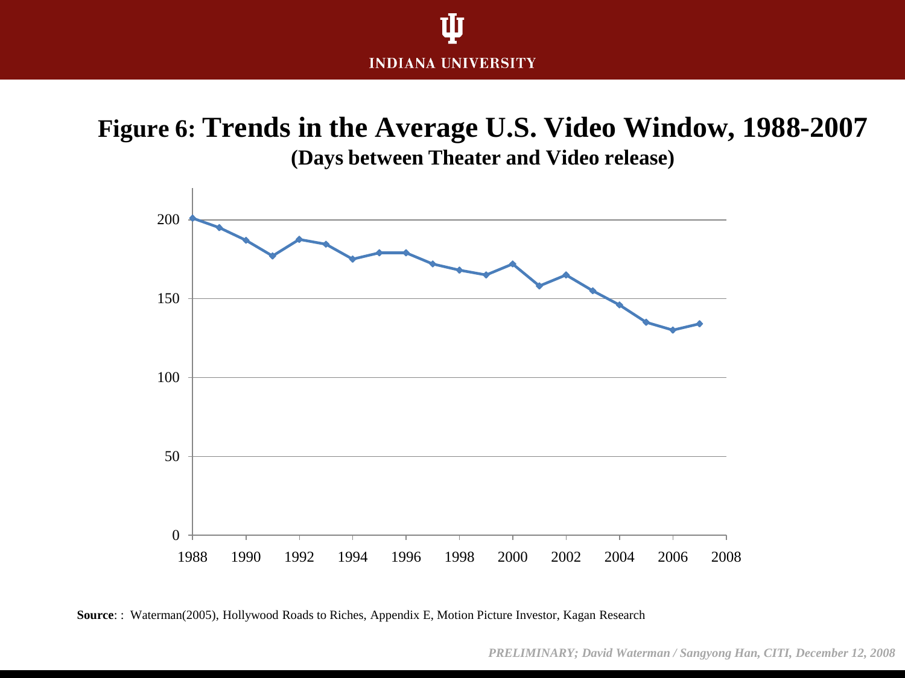# Figure 6: Trends in the Average U.S. Video Window, 1988-2007

**(Days between Theater and Video release)**

**Source**: : Waterman(2005), Hollywood Roads to Riches, Appendix E, Motion Picture Investor, Kagan Research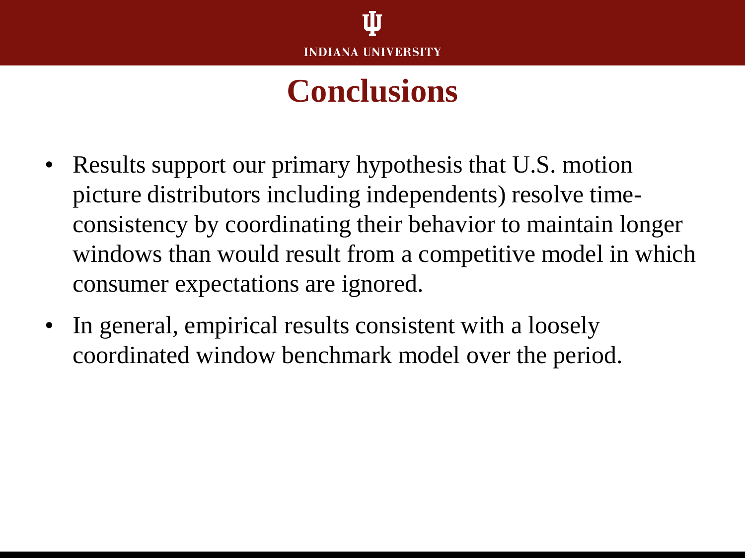# Conclusions

- Results support our primary hypothesis that U.S. motion picture distributors including independents) resolve time-consistency by coordinating their behavior to maintain longer windows than would result from a competitive model in which consumer expectations are ignored.
- In general, empirical results consistent with a loosely coordinated window benchmark model over the period.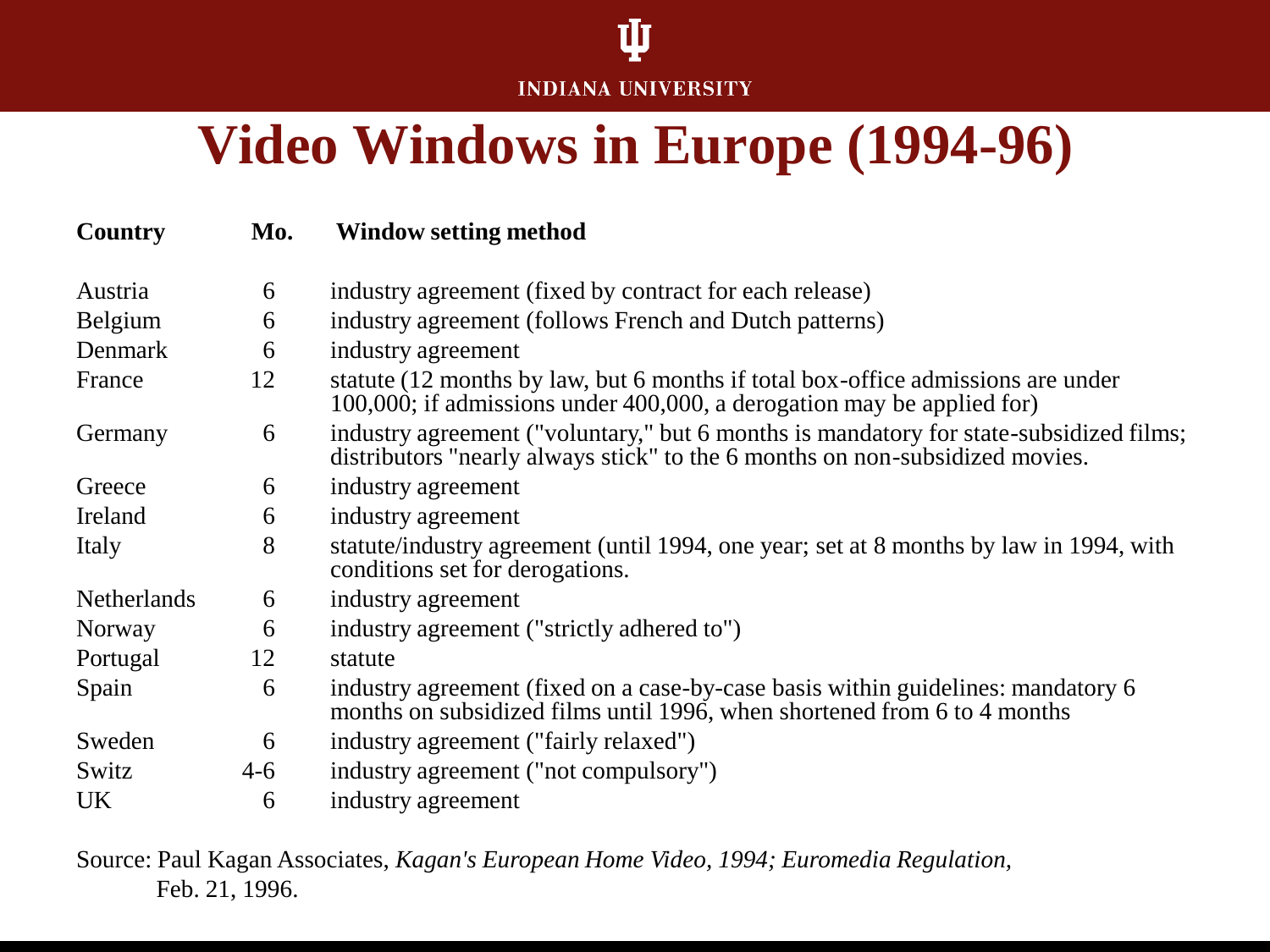# Video Windows in Europe (1994-96)

| Country | Mo. | Window setting method |
| --- | --- | --- |
| Austria | 6 | industry agreement (fixed by contract for each release) |
| Belgium | 6 | industry agreement (follows French and Dutch patterns) |
| Denmark | 6 | industry agreement |
| France | 12 | statute (12 months by law, but 6 months if total box-office admissions are under 100,000; if admissions under 400,000, a derogation may be applied for) |
| Germany | 6 | industry agreement ("voluntary," but 6 months is mandatory for state-subsidized films; distributors "nearly always stick" to the 6 months on non-subsidized movies. |
| Greece | 6 | industry agreement |
| Ireland | 6 | industry agreement |
| Italy | 8 | statute/industry agreement (until 1994, one year; set at 8 months by law in 1994, with conditions set for derogations. |
| Netherlands | 6 | industry agreement |
| Norway | 6 | industry agreement ("strictly adhered to") |
| Portugal | 12 | statute |
| Spain | 6 | industry agreement (fixed on a case-by-case basis within guidelines: mandatory 6 months on subsidized films until 1996, when shortened from 6 to 4 months |
| Sweden | 6 | industry agreement ("fairly relaxed") |
| Switz | 4-6 | industry agreement ("not compulsory") |
| UK | 6 | industry agreement |

Source: Paul Kagan Associates, *Kagan's European Home Video, 1994; Euromedia Regulation*, Feb. 21, 1996.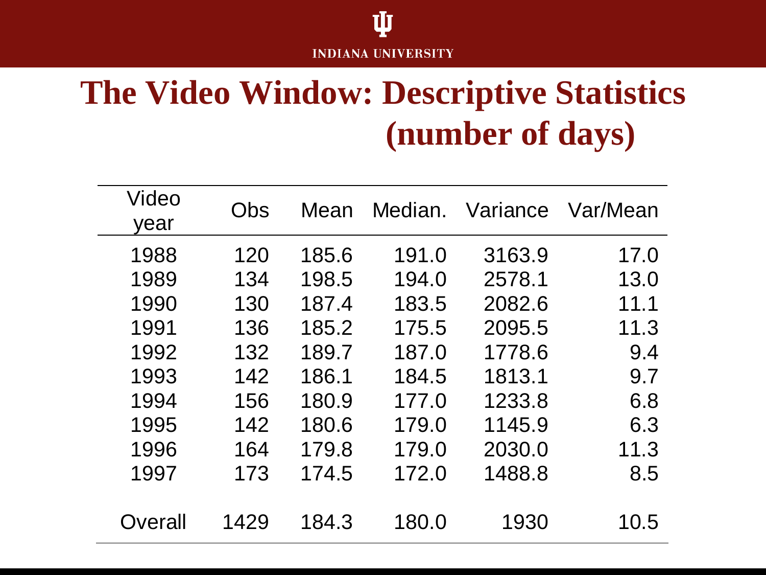# The Video Window: Descriptive Statistics (number of days)

| Video year | Obs | Mean | Median. | Variance | Var/Mean |
|---|---|---|---|---|---|
| 1988 | 120 | 185.6 | 191.0 | 3163.9 | 17.0 |
| 1989 | 134 | 198.5 | 194.0 | 2578.1 | 13.0 |
| 1990 | 130 | 187.4 | 183.5 | 2082.6 | 11.1 |
| 1991 | 136 | 185.2 | 175.5 | 2095.5 | 11.3 |
| 1992 | 132 | 189.7 | 187.0 | 1778.6 | 9.4 |
| 1993 | 142 | 186.1 | 184.5 | 1813.1 | 9.7 |
| 1994 | 156 | 180.9 | 177.0 | 1233.8 | 6.8 |
| 1995 | 142 | 180.6 | 179.0 | 1145.9 | 6.3 |
| 1996 | 164 | 179.8 | 179.0 | 2030.0 | 11.3 |
| 1997 | 173 | 174.5 | 172.0 | 1488.8 | 8.5 |
| Overall | 1429 | 184.3 | 180.0 | 1930 | 10.5 |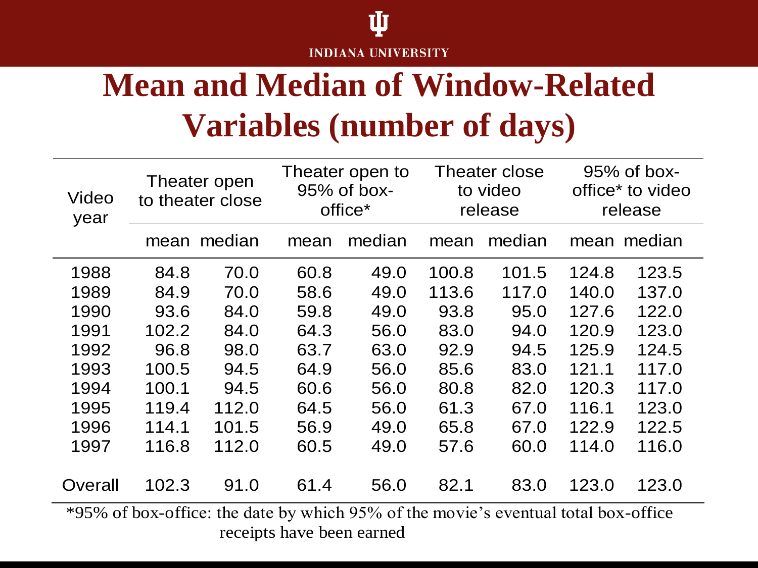# Mean and Median of Window-Related Variables (number of days)

| Video year | Theater open to theater close | | Theater open to 95% of box-office* | | Theater close to video release | | 95% of box-office* to video release | |
|---|---|---|---|---|---|---|---|---|
| | mean | median | mean | median | mean | median | mean | median |
| 1988 | 84.8 | 70.0 | 60.8 | 49.0 | 100.8 | 101.5 | 124.8 | 123.5 |
| 1989 | 84.9 | 70.0 | 58.6 | 49.0 | 113.6 | 117.0 | 140.0 | 137.0 |
| 1990 | 93.6 | 84.0 | 59.8 | 49.0 | 93.8 | 95.0 | 127.6 | 122.0 |
| 1991 | 102.2 | 84.0 | 64.3 | 56.0 | 83.0 | 94.0 | 120.9 | 123.0 |
| 1992 | 96.8 | 98.0 | 63.7 | 63.0 | 92.9 | 94.5 | 125.9 | 124.5 |
| 1993 | 100.5 | 94.5 | 64.9 | 56.0 | 85.6 | 83.0 | 121.1 | 117.0 |
| 1994 | 100.1 | 94.5 | 60.6 | 56.0 | 80.8 | 82.0 | 120.3 | 117.0 |
| 1995 | 119.4 | 112.0 | 64.5 | 56.0 | 61.3 | 67.0 | 116.1 | 123.0 |
| 1996 | 114.1 | 101.5 | 56.9 | 49.0 | 65.8 | 67.0 | 122.9 | 122.5 |
| 1997 | 116.8 | 112.0 | 60.5 | 49.0 | 57.6 | 60.0 | 114.0 | 116.0 |
| Overall | 102.3 | 91.0 | 61.4 | 56.0 | 82.1 | 83.0 | 123.0 | 123.0 |

*95% of box-office: the date by which 95% of the movie's eventual total box-office receipts have been earned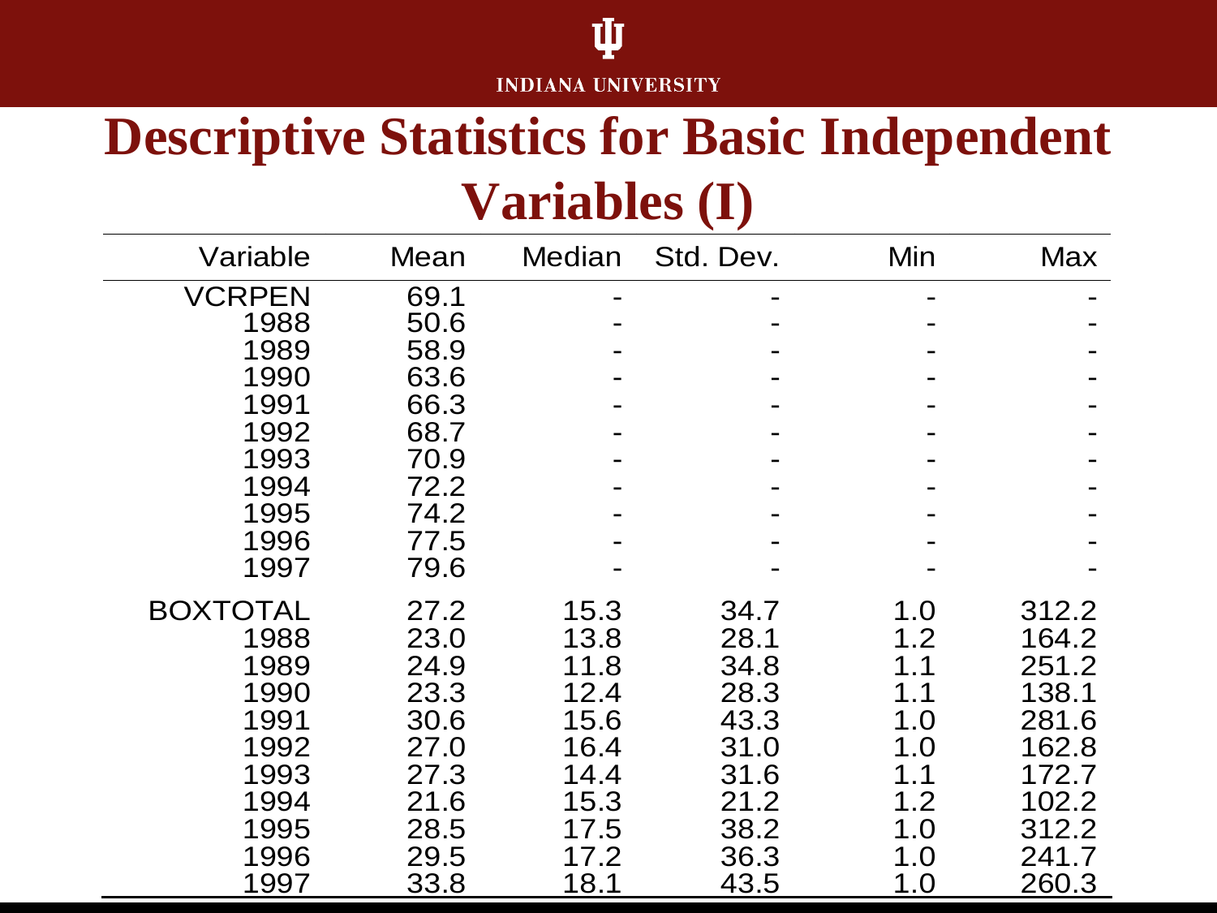# Descriptive Statistics for Basic Independent Variables (I)

| Variable | Mean | Median | Std. Dev. | Min | Max |
|---|---|---|---|---|---|
| VCRPEN | 69.1 | - | - | - | - |
| 1988 | 50.6 | - | - | - | - |
| 1989 | 58.9 | - | - | - | - |
| 1990 | 63.6 | - | - | - | - |
| 1991 | 66.3 | - | - | - | - |
| 1992 | 68.7 | - | - | - | - |
| 1993 | 70.9 | - | - | - | - |
| 1994 | 72.2 | - | - | - | - |
| 1995 | 74.2 | - | - | - | - |
| 1996 | 77.5 | - | - | - | - |
| 1997 | 79.6 | - | - | - | - |
| BOXTOTAL | 27.2 | 15.3 | 34.7 | 1.0 | 312.2 |
| 1988 | 23.0 | 13.8 | 28.1 | 1.2 | 164.2 |
| 1989 | 24.9 | 11.8 | 34.8 | 1.1 | 251.2 |
| 1990 | 23.3 | 12.4 | 28.3 | 1.1 | 138.1 |
| 1991 | 30.6 | 15.6 | 43.3 | 1.0 | 281.6 |
| 1992 | 27.0 | 16.4 | 31.0 | 1.0 | 162.8 |
| 1993 | 27.3 | 14.4 | 31.6 | 1.1 | 172.7 |
| 1994 | 21.6 | 15.3 | 21.2 | 1.2 | 102.2 |
| 1995 | 28.5 | 17.5 | 38.2 | 1.0 | 312.2 |
| 1996 | 29.5 | 17.2 | 36.3 | 1.0 | 241.7 |
| 1997 | 33.8 | 18.1 | 43.5 | 1.0 | 260.3 |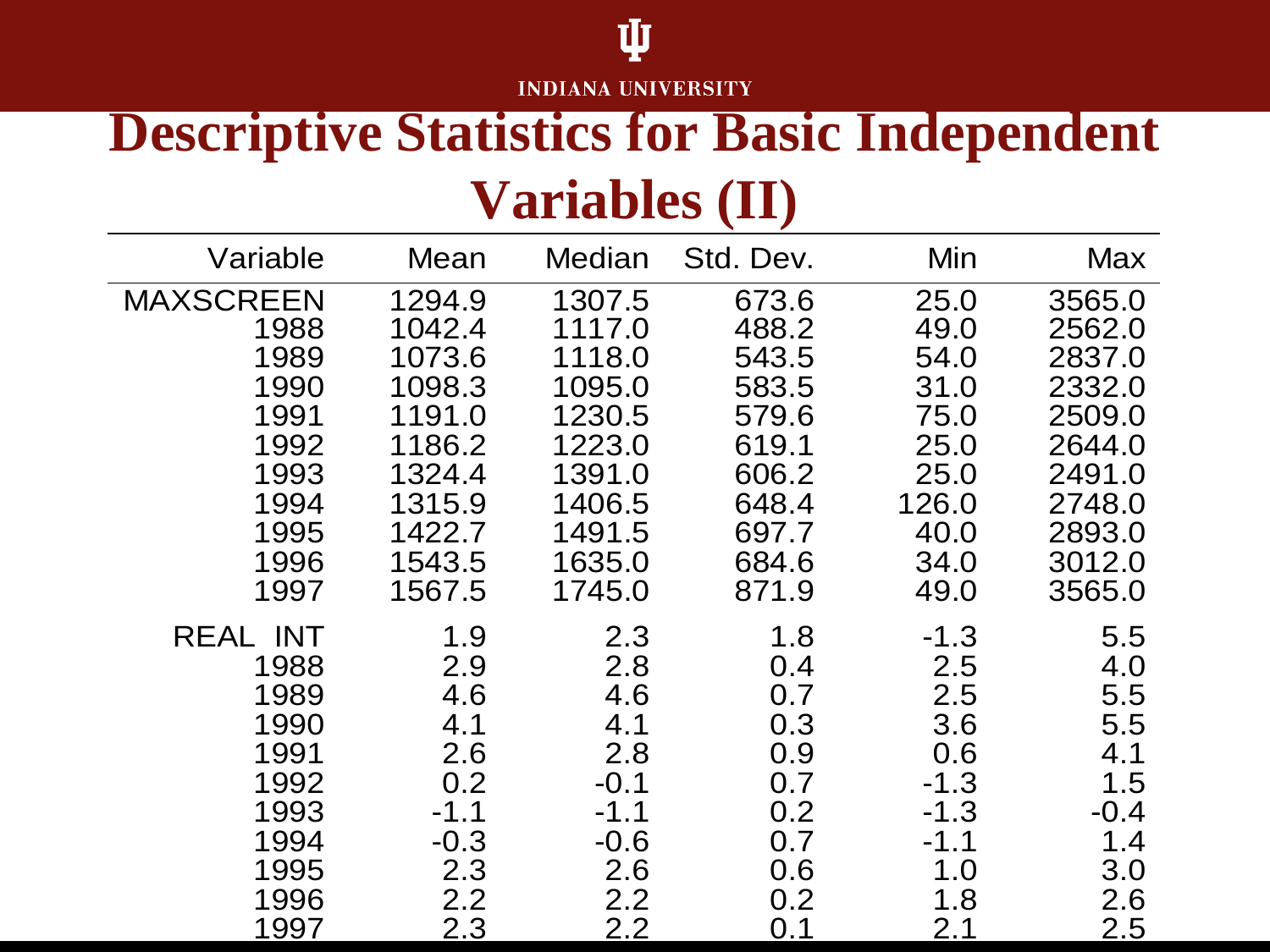# Descriptive Statistics for Basic Independent Variables (II)

| Variable | Mean | Median | Std. Dev. | Min | Max |
|---|---|---|---|---|---|
| MAXSCREEN | 1294.9 | 1307.5 | 673.6 | 25.0 | 3565.0 |
| 1988 | 1042.4 | 1117.0 | 488.2 | 49.0 | 2562.0 |
| 1989 | 1073.6 | 1118.0 | 543.5 | 54.0 | 2837.0 |
| 1990 | 1098.3 | 1095.0 | 583.5 | 31.0 | 2332.0 |
| 1991 | 1191.0 | 1230.5 | 579.6 | 75.0 | 2509.0 |
| 1992 | 1186.2 | 1223.0 | 619.1 | 25.0 | 2644.0 |
| 1993 | 1324.4 | 1391.0 | 606.2 | 25.0 | 2491.0 |
| 1994 | 1315.9 | 1406.5 | 648.4 | 126.0 | 2748.0 |
| 1995 | 1422.7 | 1491.5 | 697.7 | 40.0 | 2893.0 |
| 1996 | 1543.5 | 1635.0 | 684.6 | 34.0 | 3012.0 |
| 1997 | 1567.5 | 1745.0 | 871.9 | 49.0 | 3565.0 |
| REAL INT | 1.9 | 2.3 | 1.8 | -1.3 | 5.5 |
| 1988 | 2.9 | 2.8 | 0.4 | 2.5 | 4.0 |
| 1989 | 4.6 | 4.6 | 0.7 | 2.5 | 5.5 |
| 1990 | 4.1 | 4.1 | 0.3 | 3.6 | 5.5 |
| 1991 | 2.6 | 2.8 | 0.9 | 0.6 | 4.1 |
| 1992 | 0.2 | -0.1 | 0.7 | -1.3 | 1.5 |
| 1993 | -1.1 | -1.1 | 0.2 | -1.3 | -0.4 |
| 1994 | -0.3 | -0.6 | 0.7 | -1.1 | 1.4 |
| 1995 | 2.3 | 2.6 | 0.6 | 1.0 | 3.0 |
| 1996 | 2.2 | 2.2 | 0.2 | 1.8 | 2.6 |
| 1997 | 2.3 | 2.2 | 0.1 | 2.1 | 2.5 |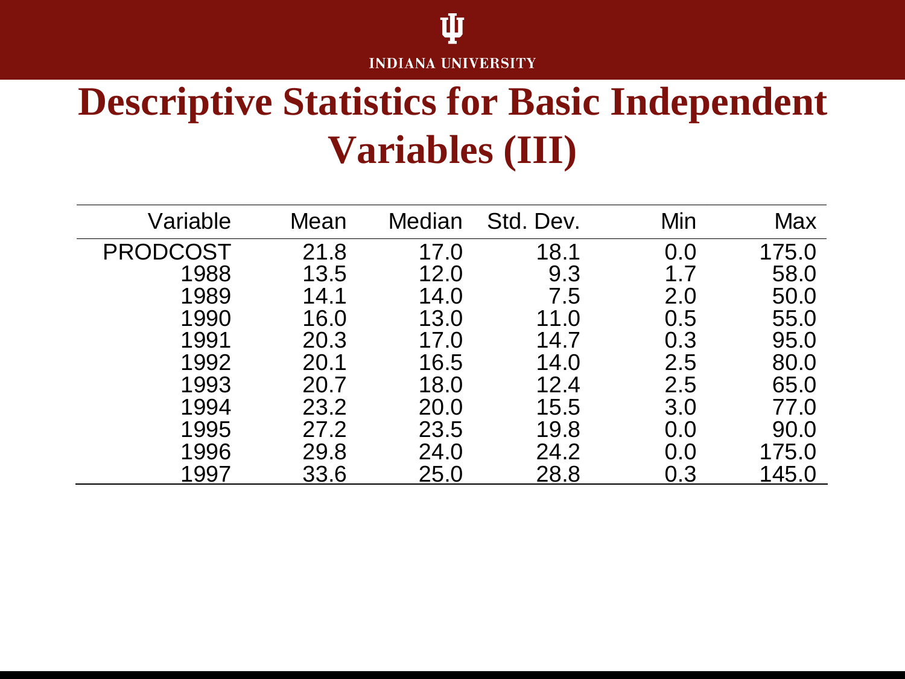# Descriptive Statistics for Basic Independent Variables (III)

| Variable | Mean | Median | Std. Dev. | Min | Max |
|---|---|---|---|---|---|
| PRODCOST | 21.8 | 17.0 | 18.1 | 0.0 | 175.0 |
| 1988 | 13.5 | 12.0 | 9.3 | 1.7 | 58.0 |
| 1989 | 14.1 | 14.0 | 7.5 | 2.0 | 50.0 |
| 1990 | 16.0 | 13.0 | 11.0 | 0.5 | 55.0 |
| 1991 | 20.3 | 17.0 | 14.7 | 0.3 | 95.0 |
| 1992 | 20.1 | 16.5 | 14.0 | 2.5 | 80.0 |
| 1993 | 20.7 | 18.0 | 12.4 | 2.5 | 65.0 |
| 1994 | 23.2 | 20.0 | 15.5 | 3.0 | 77.0 |
| 1995 | 27.2 | 23.5 | 19.8 | 0.0 | 90.0 |
| 1996 | 29.8 | 24.0 | 24.2 | 0.0 | 175.0 |
| 1997 | 33.6 | 25.0 | 28.8 | 0.3 | 145.0 |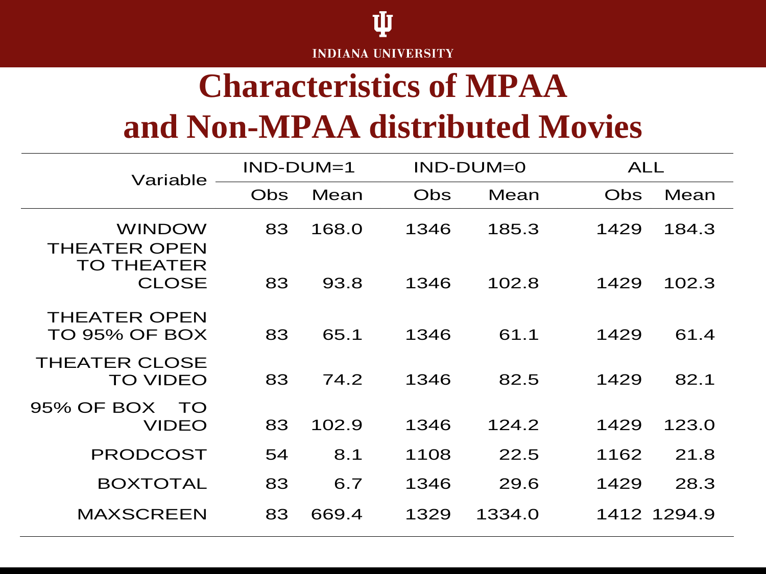# Characteristics of MPAA and Non-MPAA distributed Movies

| Variable | IND-DUM=1 | | IND-DUM=0 | | ALL | |
|---|---|---|---|---|---|---|
| | Obs | Mean | Obs | Mean | Obs | Mean |
| WINDOW | 83 | 168.0 | 1346 | 185.3 | 1429 | 184.3 |
| THEATER OPEN TO THEATER CLOSE | 83 | 93.8 | 1346 | 102.8 | 1429 | 102.3 |
| THEATER OPEN TO 95% OF BOX | 83 | 65.1 | 1346 | 61.1 | 1429 | 61.4 |
| THEATER CLOSE TO VIDEO | 83 | 74.2 | 1346 | 82.5 | 1429 | 82.1 |
| 95% OF BOX TO VIDEO | 83 | 102.9 | 1346 | 124.2 | 1429 | 123.0 |
| PRODCOST | 54 | 8.1 | 1108 | 22.5 | 1162 | 21.8 |
| BOXTOTAL | 83 | 6.7 | 1346 | 29.6 | 1429 | 28.3 |
| MAXSCREEN | 83 | 669.4 | 1329 | 1334.0 | 1412 | 1294.9 |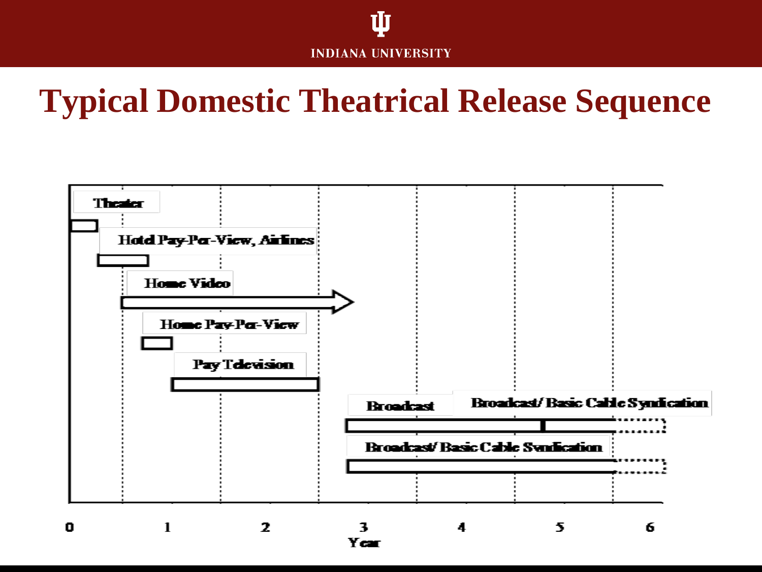# Typical Domestic Theatrical Release Sequence

Theater

Hotel Pay-Per-View, Airlines

Home Video

Home Pay-Per-View

Pay Television

Broadcast

Broadcast/ Basic Cable Syndication

Broadcast/ Basic Cable Syndication

0 1 2 3 4 5 6

Year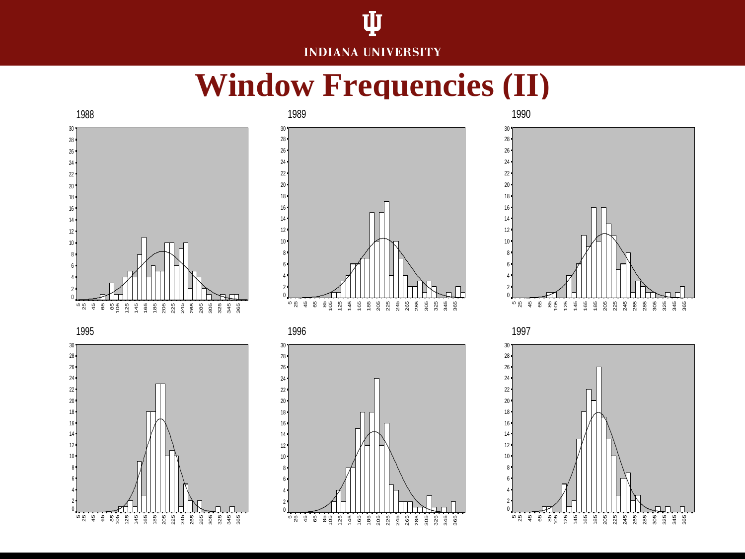# Window Frequencies (II)

1988

1989

1990

1995

1996

1997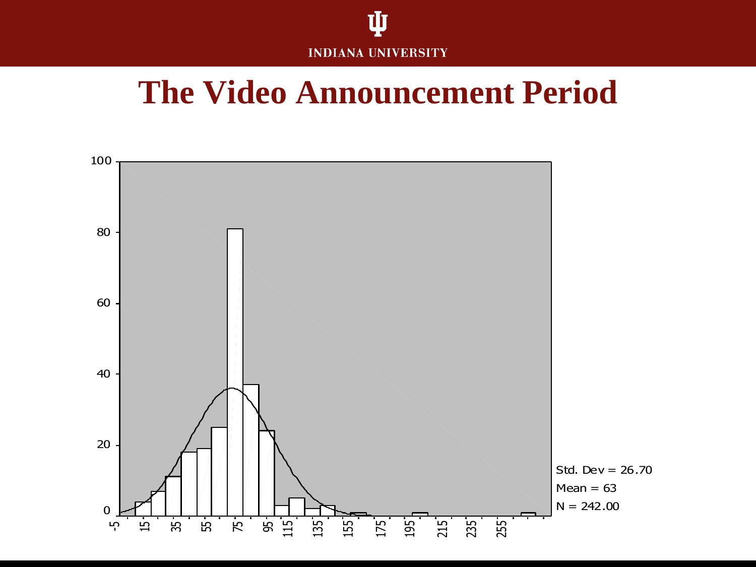# The Video Announcement Period

Std. Dev = 26.70

Mean = 63

N = 242.00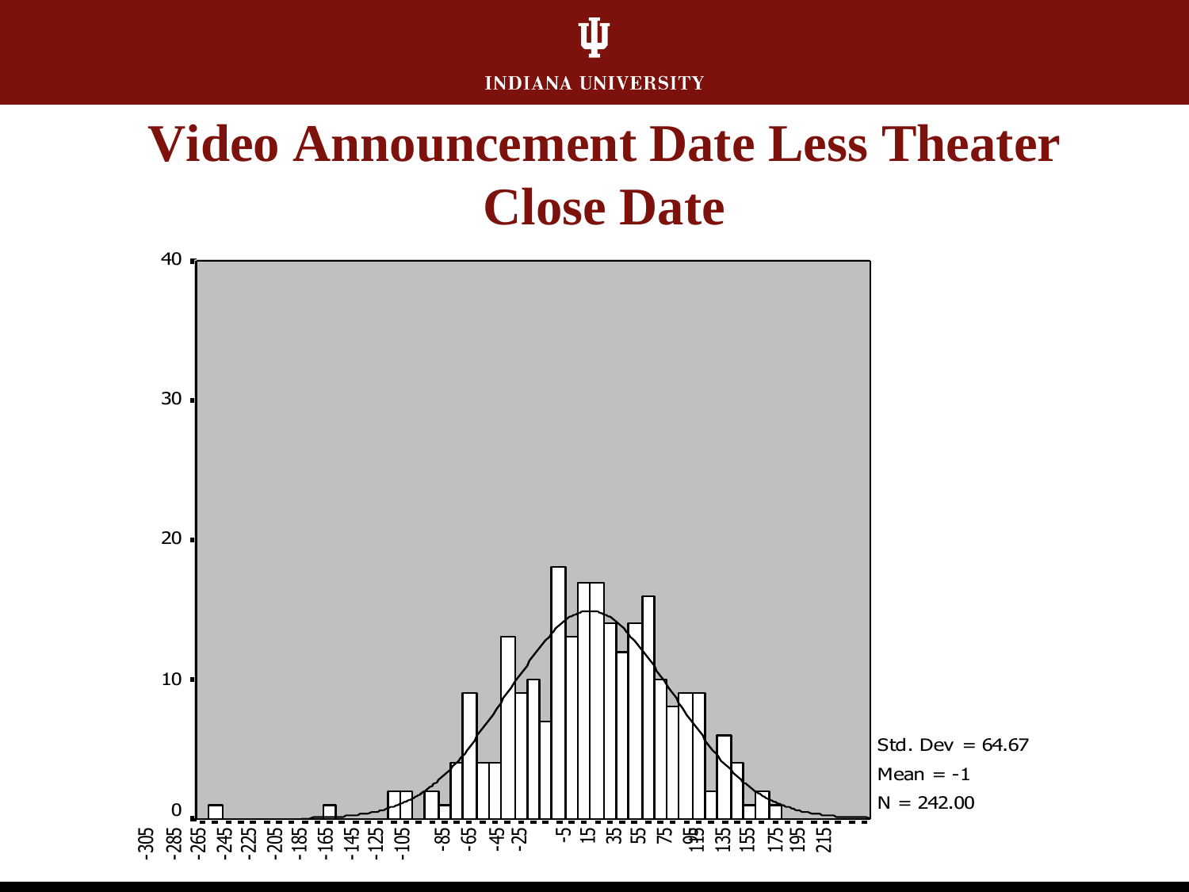# Video Announcement Date Less Theater Close Date

Std. Dev = 64.67

Mean = -1

N = 242.00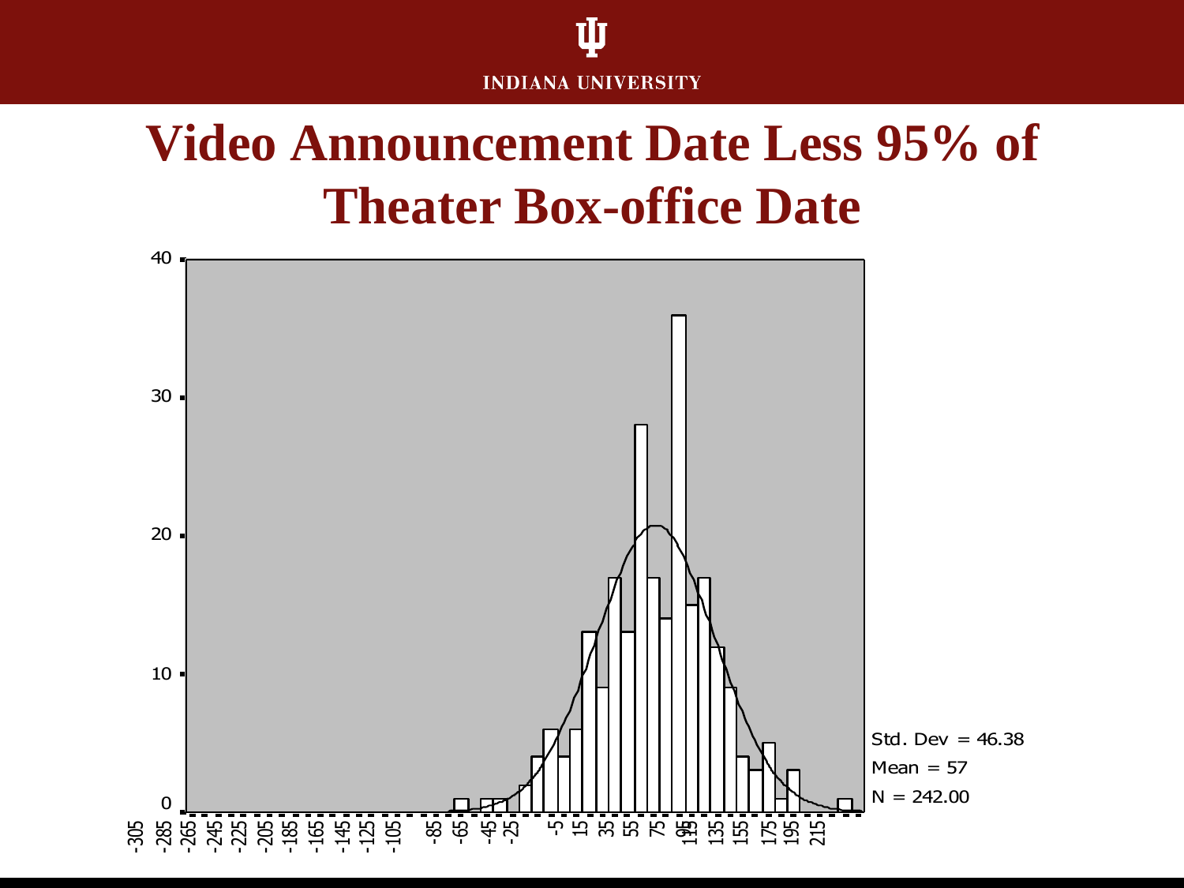# Video Announcement Date Less 95% of Theater Box-office Date

Std. Dev = 46.38
Mean = 57
N = 242.00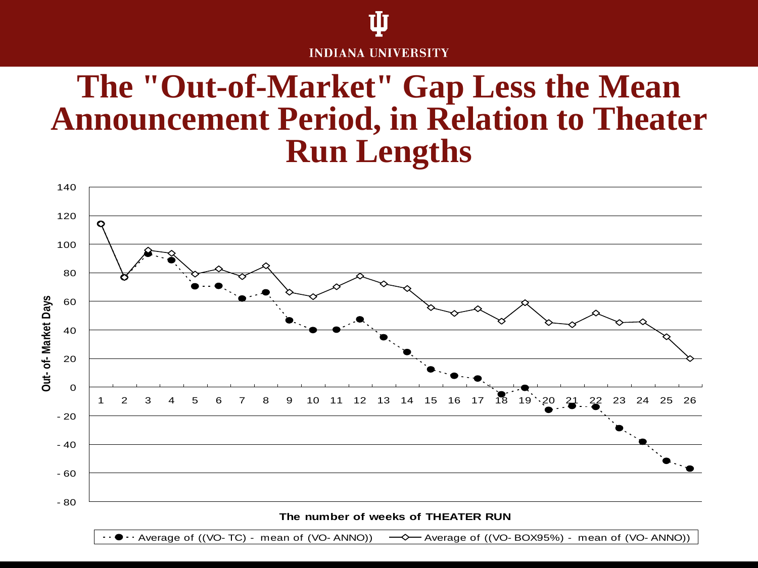# The "Out-of-Market" Gap Less the Mean Announcement Period, in Relation to Theater Run Lengths

140
120
100
80
60
40
20
0
- 20
- 40
- 60
- 80

Out- of- Market Days

1 2 3 4 5 6 7 8 9 10 11 12 13 14 15 16 17 18 19 20 21 22 23 24 25 26

The number of weeks of THEATER RUN

Average of ((VO- TC) - mean of (VO- ANNO))

Average of ((VO- BOX95%) - mean of (VO- ANNO))